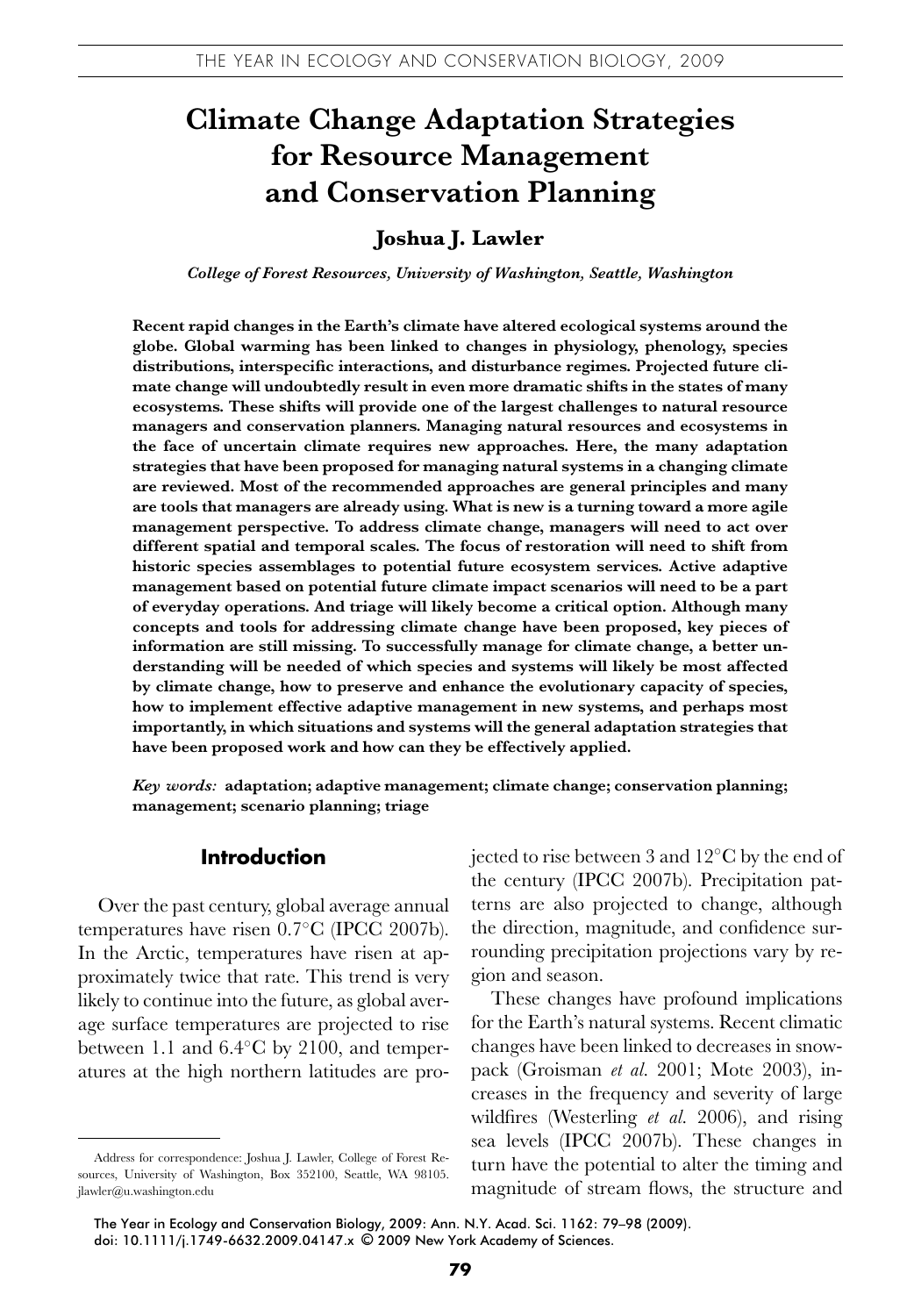# Climate Change Adaptation Strategies for Resource Management and Conservation Planning

**Joshua J. Lawler**

*College of Forest Resources, University of Washington, Seattle, Washington*

**Recent rapid changes in the Earth's climate have altered ecological systems around the globe. Global warming has been linked to changes in physiology, phenology, species distributions, interspecific interactions, and disturbance regimes. Projected future climate change will undoubtedly result in even more dramatic shifts in the states of many ecosystems. These shifts will provide one of the largest challenges to natural resource managers and conservation planners. Managing natural resources and ecosystems in the face of uncertain climate requires new approaches. Here, the many adaptation strategies that have been proposed for managing natural systems in a changing climate are reviewed. Most of the recommended approaches are general principles and many are tools that managers are already using. What is new is a turning toward a more agile management perspective. To address climate change, managers will need to act over different spatial and temporal scales. The focus of restoration will need to shift from historic species assemblages to potential future ecosystem services. Active adaptive management based on potential future climate impact scenarios will need to be a part of everyday operations. And triage will likely become a critical option. Although many concepts and tools for addressing climate change have been proposed, key pieces of information are still missing. To successfully manage for climate change, a better understanding will be needed of which species and systems will likely be most affected by climate change, how to preserve and enhance the evolutionary capacity of species, how to implement effective adaptive management in new systems, and perhaps most importantly, in which situations and systems will the general adaptation strategies that have been proposed work and how can they be effectively applied.**

*Key words:* **adaptation; adaptive management; climate change; conservation planning; management; scenario planning; triage**

## Introduction

Over the past century, global average annual temperatures have risen 0.7°C (IPCC 2007b). In the Arctic, temperatures have risen at approximately twice that rate. This trend is very likely to continue into the future, as global average surface temperatures are projected to rise between 1.1 and 6.4°C by 2100, and temperatures at the high northern latitudes are projected to rise between 3 and 12°C by the end of the century (IPCC 2007b). Precipitation patterns are also projected to change, although the direction, magnitude, and confidence surrounding precipitation projections vary by region and season.

These changes have profound implications for the Earth's natural systems. Recent climatic changes have been linked to decreases in snowpack (Groisman *et al.* 2001; Mote 2003), increases in the frequency and severity of large wildfires (Westerling *et al.* 2006), and rising sea levels (IPCC 2007b). These changes in turn have the potential to alter the timing and magnitude of stream flows, the structure and

---

Address for correspondence: Joshua J. Lawler, College of Forest Resources, University of Washington, Box 352100, Seattle, WA 98105. jlawler@u.washington.edu

The Year in Ecology and Conservation Biology, 2009: Ann. N.Y. Acad. Sci. 1162: 79–98 (2009).
doi: 10.1111/j.1749-6632.2009.04147.x © 2009 New York Academy of Sciences.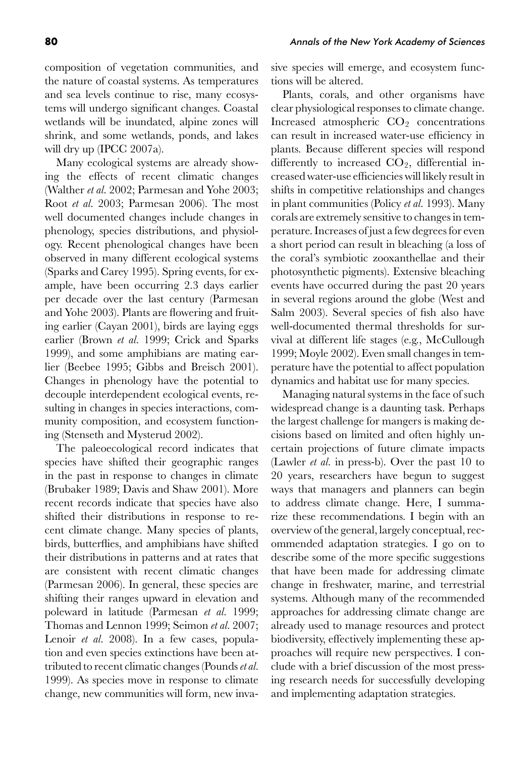composition of vegetation communities, and the nature of coastal systems. As temperatures and sea levels continue to rise, many ecosystems will undergo significant changes. Coastal wetlands will be inundated, alpine zones will shrink, and some wetlands, ponds, and lakes will dry up (IPCC 2007a).

Many ecological systems are already showing the effects of recent climatic changes (Walther *et al.* 2002; Parmesan and Yohe 2003; Root *et al.* 2003; Parmesan 2006). The most well documented changes include changes in phenology, species distributions, and physiology. Recent phenological changes have been observed in many different ecological systems (Sparks and Carey 1995). Spring events, for example, have been occurring 2.3 days earlier per decade over the last century (Parmesan and Yohe 2003). Plants are flowering and fruiting earlier (Cayan 2001), birds are laying eggs earlier (Brown *et al.* 1999; Crick and Sparks 1999), and some amphibians are mating earlier (Beebee 1995; Gibbs and Breisch 2001). Changes in phenology have the potential to decouple interdependent ecological events, resulting in changes in species interactions, community composition, and ecosystem functioning (Stenseth and Mysterud 2002).

The paleoecological record indicates that species have shifted their geographic ranges in the past in response to changes in climate (Brubaker 1989; Davis and Shaw 2001). More recent records indicate that species have also shifted their distributions in response to recent climate change. Many species of plants, birds, butterflies, and amphibians have shifted their distributions in patterns and at rates that are consistent with recent climatic changes (Parmesan 2006). In general, these species are shifting their ranges upward in elevation and poleward in latitude (Parmesan *et al.* 1999; Thomas and Lennon 1999; Seimon *et al.* 2007; Lenoir *et al.* 2008). In a few cases, population and even species extinctions have been attributed to recent climatic changes (Pounds *et al.* 1999). As species move in response to climate change, new communities will form, new invasive species will emerge, and ecosystem functions will be altered.

Plants, corals, and other organisms have clear physiological responses to climate change. Increased atmospheric $CO_2$ concentrations can result in increased water-use efficiency in plants. Because different species will respond differently to increased $CO_2$, differential increased water-use efficiencies will likely result in shifts in competitive relationships and changes in plant communities (Policy *et al.* 1993). Many corals are extremely sensitive to changes in temperature. Increases of just a few degrees for even a short period can result in bleaching (a loss of the coral's symbiotic zooxanthellae and their photosynthetic pigments). Extensive bleaching events have occurred during the past 20 years in several regions around the globe (West and Salm 2003). Several species of fish also have well-documented thermal thresholds for survival at different life stages (e.g., McCullough 1999; Moyle 2002). Even small changes in temperature have the potential to affect population dynamics and habitat use for many species.

Managing natural systems in the face of such widespread change is a daunting task. Perhaps the largest challenge for mangers is making decisions based on limited and often highly uncertain projections of future climate impacts (Lawler *et al.* in press-b). Over the past 10 to 20 years, researchers have begun to suggest ways that managers and planners can begin to address climate change. Here, I summarize these recommendations. I begin with an overview of the general, largely conceptual, recommended adaptation strategies. I go on to describe some of the more specific suggestions that have been made for addressing climate change in freshwater, marine, and terrestrial systems. Although many of the recommended approaches for addressing climate change are already used to manage resources and protect biodiversity, effectively implementing these approaches will require new perspectives. I conclude with a brief discussion of the most pressing research needs for successfully developing and implementing adaptation strategies.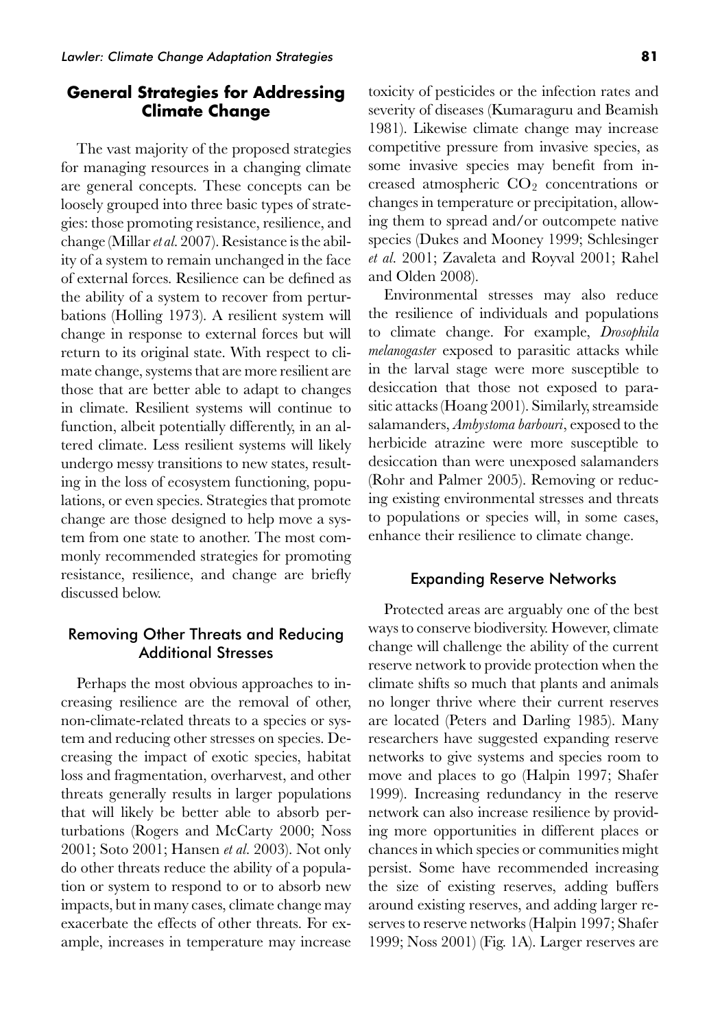## General Strategies for Addressing Climate Change

The vast majority of the proposed strategies for managing resources in a changing climate are general concepts. These concepts can be loosely grouped into three basic types of strategies: those promoting resistance, resilience, and change (Millar *et al.* 2007). Resistance is the ability of a system to remain unchanged in the face of external forces. Resilience can be defined as the ability of a system to recover from perturbations (Holling 1973). A resilient system will change in response to external forces but will return to its original state. With respect to climate change, systems that are more resilient are those that are better able to adapt to changes in climate. Resilient systems will continue to function, albeit potentially differently, in an altered climate. Less resilient systems will likely undergo messy transitions to new states, resulting in the loss of ecosystem functioning, populations, or even species. Strategies that promote change are those designed to help move a system from one state to another. The most commonly recommended strategies for promoting resistance, resilience, and change are briefly discussed below.

### Removing Other Threats and Reducing Additional Stresses

Perhaps the most obvious approaches to increasing resilience are the removal of other, non-climate-related threats to a species or system and reducing other stresses on species. Decreasing the impact of exotic species, habitat loss and fragmentation, overharvest, and other threats generally results in larger populations that will likely be better able to absorb perturbations (Rogers and McCarty 2000; Noss 2001; Soto 2001; Hansen *et al.* 2003). Not only do other threats reduce the ability of a population or system to respond to or to absorb new impacts, but in many cases, climate change may exacerbate the effects of other threats. For example, increases in temperature may increase toxicity of pesticides or the infection rates and severity of diseases (Kumaraguru and Beamish 1981). Likewise climate change may increase competitive pressure from invasive species, as some invasive species may benefit from increased atmospheric $CO_2$ concentrations or changes in temperature or precipitation, allowing them to spread and/or outcompete native species (Dukes and Mooney 1999; Schlesinger *et al.* 2001; Zavaleta and Royval 2001; Rahel and Olden 2008).

Environmental stresses may also reduce the resilience of individuals and populations to climate change. For example, *Drosophila melanogaster* exposed to parasitic attacks while in the larval stage were more susceptible to desiccation that those not exposed to parasitic attacks (Hoang 2001). Similarly, streamside salamanders, *Ambystoma barbouri*, exposed to the herbicide atrazine were more susceptible to desiccation than were unexposed salamanders (Rohr and Palmer 2005). Removing or reducing existing environmental stresses and threats to populations or species will, in some cases, enhance their resilience to climate change.

### Expanding Reserve Networks

Protected areas are arguably one of the best ways to conserve biodiversity. However, climate change will challenge the ability of the current reserve network to provide protection when the climate shifts so much that plants and animals no longer thrive where their current reserves are located (Peters and Darling 1985). Many researchers have suggested expanding reserve networks to give systems and species room to move and places to go (Halpin 1997; Shafer 1999). Increasing redundancy in the reserve network can also increase resilience by providing more opportunities in different places or chances in which species or communities might persist. Some have recommended increasing the size of existing reserves, adding buffers around existing reserves, and adding larger reserves to reserve networks (Halpin 1997; Shafer 1999; Noss 2001) (Fig. 1A). Larger reserves are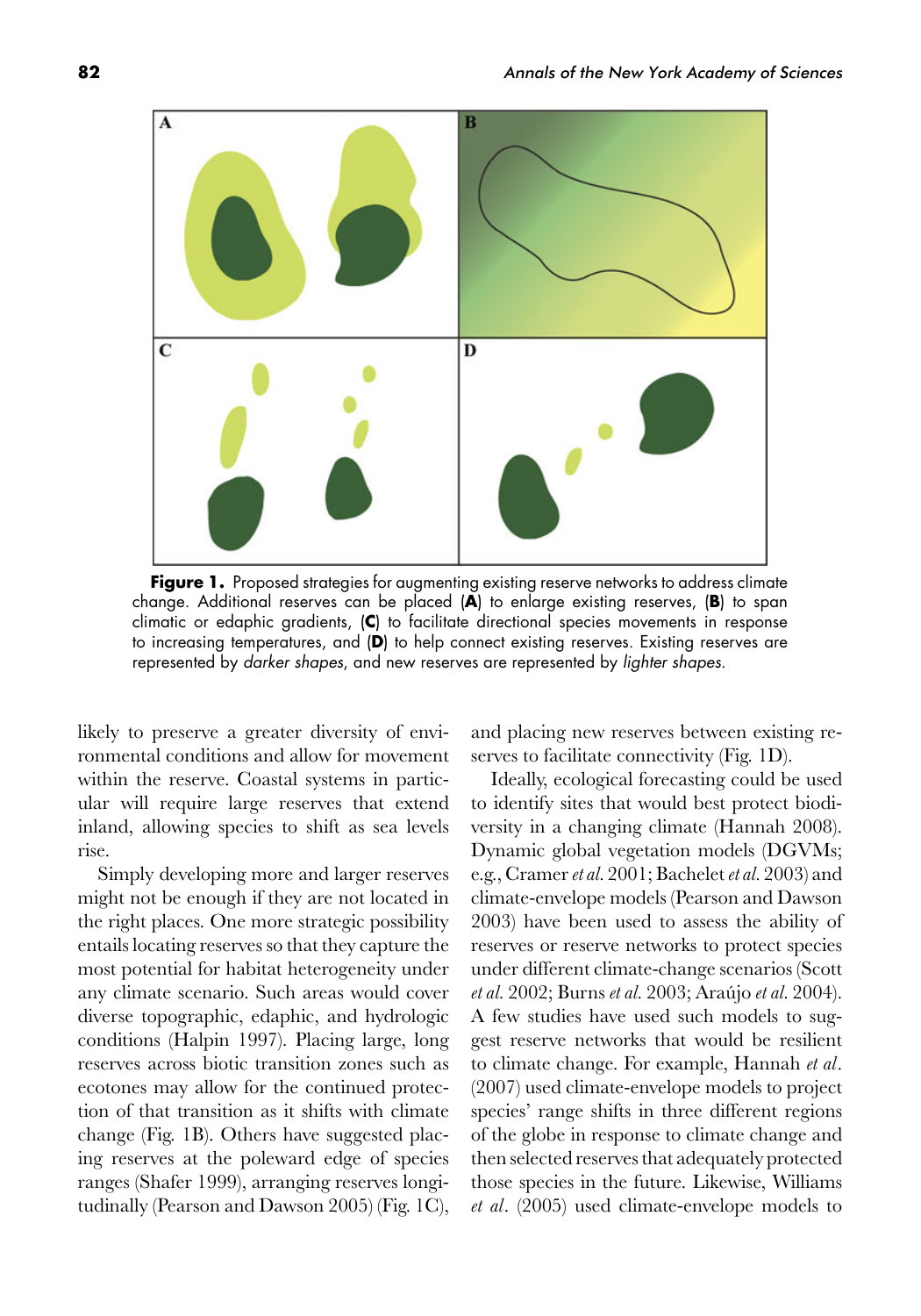**Figure 1.** Proposed strategies for augmenting existing reserve networks to address climate change. Additional reserves can be placed (**A**) to enlarge existing reserves, (**B**) to span climatic or edaphic gradients, (**C**) to facilitate directional species movements in response to increasing temperatures, and (**D**) to help connect existing reserves. Existing reserves are represented by *darker shapes*, and new reserves are represented by *lighter shapes*.

likely to preserve a greater diversity of environmental conditions and allow for movement within the reserve. Coastal systems in particular will require large reserves that extend inland, allowing species to shift as sea levels rise.

Simply developing more and larger reserves might not be enough if they are not located in the right places. One more strategic possibility entails locating reserves so that they capture the most potential for habitat heterogeneity under any climate scenario. Such areas would cover diverse topographic, edaphic, and hydrologic conditions (Halpin 1997). Placing large, long reserves across biotic transition zones such as ecotones may allow for the continued protection of that transition as it shifts with climate change (Fig. 1B). Others have suggested placing reserves at the poleward edge of species ranges (Shafer 1999), arranging reserves longitudinally (Pearson and Dawson 2005) (Fig. 1C), and placing new reserves between existing reserves to facilitate connectivity (Fig. 1D).

Ideally, ecological forecasting could be used to identify sites that would best protect biodiversity in a changing climate (Hannah 2008). Dynamic global vegetation models (DGVMs; e.g., Cramer *et al.* 2001; Bachelet *et al.* 2003) and climate-envelope models (Pearson and Dawson 2003) have been used to assess the ability of reserves or reserve networks to protect species under different climate-change scenarios (Scott *et al.* 2002; Burns *et al.* 2003; Araújo *et al.* 2004). A few studies have used such models to suggest reserve networks that would be resilient to climate change. For example, Hannah *et al*. (2007) used climate-envelope models to project species' range shifts in three different regions of the globe in response to climate change and then selected reserves that adequately protected those species in the future. Likewise, Williams *et al*. (2005) used climate-envelope models to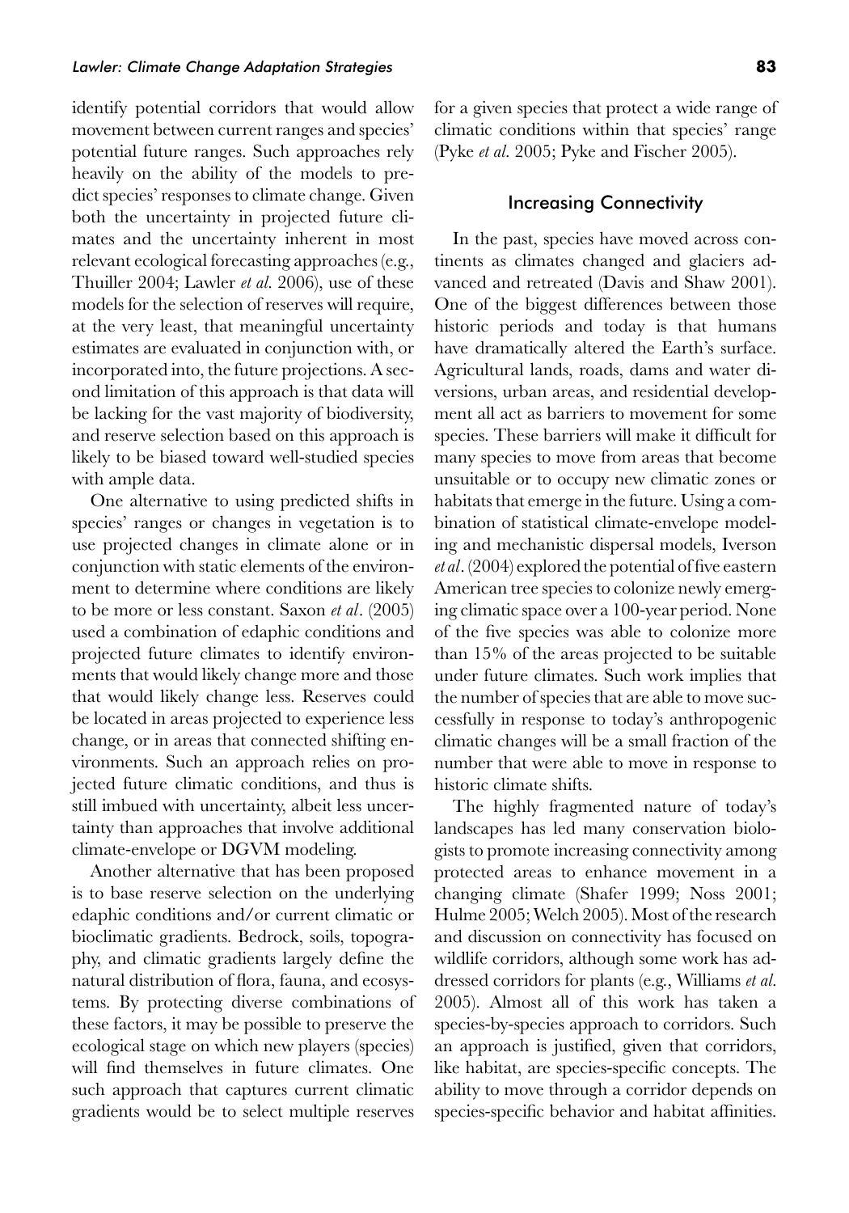identify potential corridors that would allow movement between current ranges and species' potential future ranges. Such approaches rely heavily on the ability of the models to predict species' responses to climate change. Given both the uncertainty in projected future climates and the uncertainty inherent in most relevant ecological forecasting approaches (e.g., Thuiller 2004; Lawler *et al.* 2006), use of these models for the selection of reserves will require, at the very least, that meaningful uncertainty estimates are evaluated in conjunction with, or incorporated into, the future projections. A second limitation of this approach is that data will be lacking for the vast majority of biodiversity, and reserve selection based on this approach is likely to be biased toward well-studied species with ample data.

One alternative to using predicted shifts in species' ranges or changes in vegetation is to use projected changes in climate alone or in conjunction with static elements of the environment to determine where conditions are likely to be more or less constant. Saxon *et al*. (2005) used a combination of edaphic conditions and projected future climates to identify environments that would likely change more and those that would likely change less. Reserves could be located in areas projected to experience less change, or in areas that connected shifting environments. Such an approach relies on projected future climatic conditions, and thus is still imbued with uncertainty, albeit less uncertainty than approaches that involve additional climate-envelope or DGVM modeling.

Another alternative that has been proposed is to base reserve selection on the underlying edaphic conditions and/or current climatic or bioclimatic gradients. Bedrock, soils, topography, and climatic gradients largely define the natural distribution of flora, fauna, and ecosystems. By protecting diverse combinations of these factors, it may be possible to preserve the ecological stage on which new players (species) will find themselves in future climates. One such approach that captures current climatic gradients would be to select multiple reserves for a given species that protect a wide range of climatic conditions within that species' range (Pyke *et al.* 2005; Pyke and Fischer 2005).

## Increasing Connectivity

In the past, species have moved across continents as climates changed and glaciers advanced and retreated (Davis and Shaw 2001). One of the biggest differences between those historic periods and today is that humans have dramatically altered the Earth's surface. Agricultural lands, roads, dams and water diversions, urban areas, and residential development all act as barriers to movement for some species. These barriers will make it difficult for many species to move from areas that become unsuitable or to occupy new climatic zones or habitats that emerge in the future. Using a combination of statistical climate-envelope modeling and mechanistic dispersal models, Iverson *et al*. (2004) explored the potential of five eastern American tree species to colonize newly emerging climatic space over a 100-year period. None of the five species was able to colonize more than 15% of the areas projected to be suitable under future climates. Such work implies that the number of species that are able to move successfully in response to today's anthropogenic climatic changes will be a small fraction of the number that were able to move in response to historic climate shifts.

The highly fragmented nature of today's landscapes has led many conservation biologists to promote increasing connectivity among protected areas to enhance movement in a changing climate (Shafer 1999; Noss 2001; Hulme 2005; Welch 2005). Most of the research and discussion on connectivity has focused on wildlife corridors, although some work has addressed corridors for plants (e.g., Williams *et al.* 2005). Almost all of this work has taken a species-by-species approach to corridors. Such an approach is justified, given that corridors, like habitat, are species-specific concepts. The ability to move through a corridor depends on species-specific behavior and habitat affinities.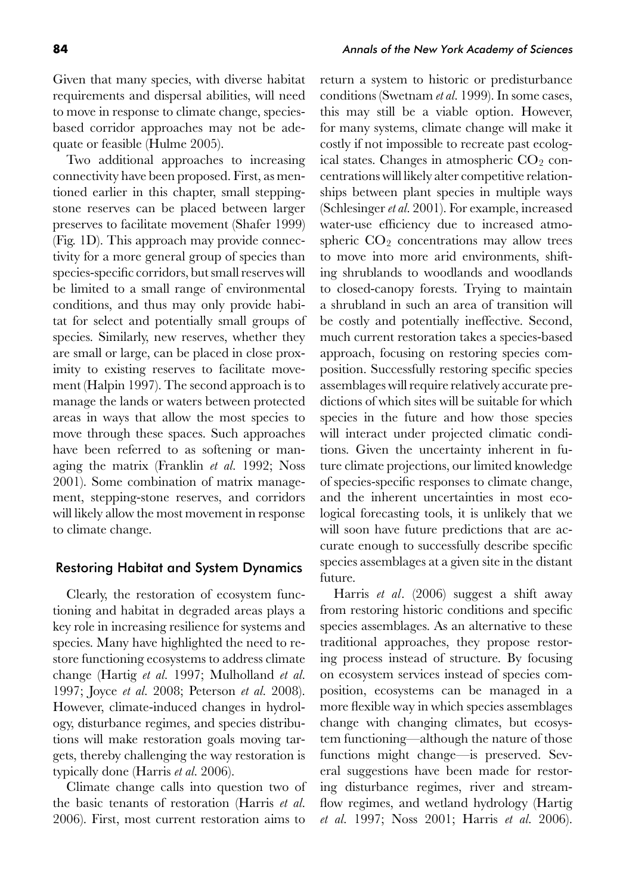Given that many species, with diverse habitat requirements and dispersal abilities, will need to move in response to climate change, species-based corridor approaches may not be adequate or feasible (Hulme 2005).

Two additional approaches to increasing connectivity have been proposed. First, as mentioned earlier in this chapter, small stepping-stone reserves can be placed between larger preserves to facilitate movement (Shafer 1999) (Fig. 1D). This approach may provide connectivity for a more general group of species than species-specific corridors, but small reserves will be limited to a small range of environmental conditions, and thus may only provide habitat for select and potentially small groups of species. Similarly, new reserves, whether they are small or large, can be placed in close proximity to existing reserves to facilitate movement (Halpin 1997). The second approach is to manage the lands or waters between protected areas in ways that allow the most species to move through these spaces. Such approaches have been referred to as softening or managing the matrix (Franklin *et al.* 1992; Noss 2001). Some combination of matrix management, stepping-stone reserves, and corridors will likely allow the most movement in response to climate change.

## Restoring Habitat and System Dynamics

Clearly, the restoration of ecosystem functioning and habitat in degraded areas plays a key role in increasing resilience for systems and species. Many have highlighted the need to restore functioning ecosystems to address climate change (Hartig *et al.* 1997; Mulholland *et al.* 1997; Joyce *et al.* 2008; Peterson *et al.* 2008). However, climate-induced changes in hydrology, disturbance regimes, and species distributions will make restoration goals moving targets, thereby challenging the way restoration is typically done (Harris *et al.* 2006).

Climate change calls into question two of the basic tenants of restoration (Harris *et al.* 2006). First, most current restoration aims to return a system to historic or predisturbance conditions (Swetnam *et al.* 1999). In some cases, this may still be a viable option. However, for many systems, climate change will make it costly if not impossible to recreate past ecological states. Changes in atmospheric $CO_2$ concentrations will likely alter competitive relationships between plant species in multiple ways (Schlesinger *et al.* 2001). For example, increased water-use efficiency due to increased atmospheric $CO_2$ concentrations may allow trees to move into more arid environments, shifting shrublands to woodlands and woodlands to closed-canopy forests. Trying to maintain a shrubland in such an area of transition will be costly and potentially ineffective. Second, much current restoration takes a species-based approach, focusing on restoring species composition. Successfully restoring specific species assemblages will require relatively accurate predictions of which sites will be suitable for which species in the future and how those species will interact under projected climatic conditions. Given the uncertainty inherent in future climate projections, our limited knowledge of species-specific responses to climate change, and the inherent uncertainties in most ecological forecasting tools, it is unlikely that we will soon have future predictions that are accurate enough to successfully describe specific species assemblages at a given site in the distant future.

Harris *et al*. (2006) suggest a shift away from restoring historic conditions and specific species assemblages. As an alternative to these traditional approaches, they propose restoring process instead of structure. By focusing on ecosystem services instead of species composition, ecosystems can be managed in a more flexible way in which species assemblages change with changing climates, but ecosystem functioning—although the nature of those functions might change—is preserved. Several suggestions have been made for restoring disturbance regimes, river and streamflow regimes, and wetland hydrology (Hartig *et al.* 1997; Noss 2001; Harris *et al.* 2006).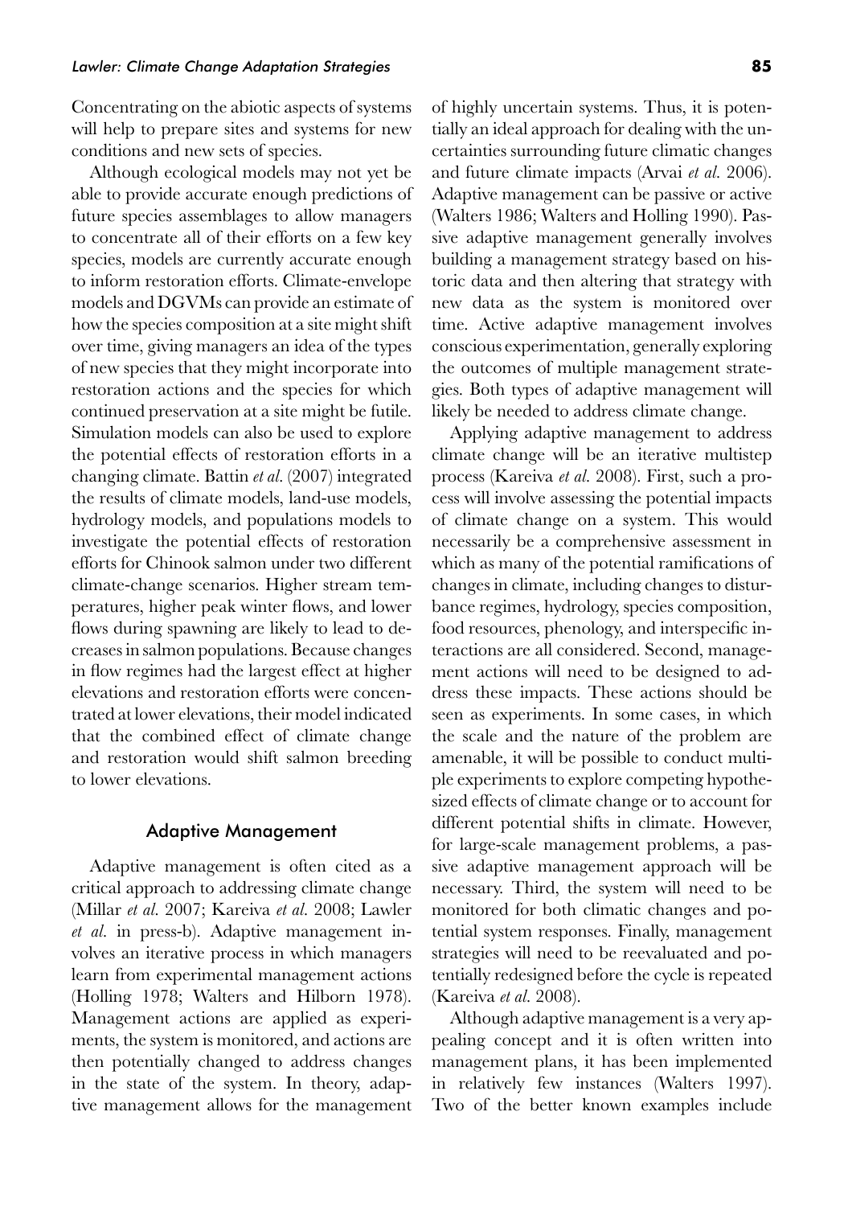Concentrating on the abiotic aspects of systems will help to prepare sites and systems for new conditions and new sets of species.

Although ecological models may not yet be able to provide accurate enough predictions of future species assemblages to allow managers to concentrate all of their efforts on a few key species, models are currently accurate enough to inform restoration efforts. Climate-envelope models and DGVMs can provide an estimate of how the species composition at a site might shift over time, giving managers an idea of the types of new species that they might incorporate into restoration actions and the species for which continued preservation at a site might be futile. Simulation models can also be used to explore the potential effects of restoration efforts in a changing climate. Battin *et al.* (2007) integrated the results of climate models, land-use models, hydrology models, and populations models to investigate the potential effects of restoration efforts for Chinook salmon under two different climate-change scenarios. Higher stream temperatures, higher peak winter flows, and lower flows during spawning are likely to lead to decreases in salmon populations. Because changes in flow regimes had the largest effect at higher elevations and restoration efforts were concentrated at lower elevations, their model indicated that the combined effect of climate change and restoration would shift salmon breeding to lower elevations.

## Adaptive Management

Adaptive management is often cited as a critical approach to addressing climate change (Millar *et al.* 2007; Kareiva *et al.* 2008; Lawler *et al.* in press-b). Adaptive management involves an iterative process in which managers learn from experimental management actions (Holling 1978; Walters and Hilborn 1978). Management actions are applied as experiments, the system is monitored, and actions are then potentially changed to address changes in the state of the system. In theory, adaptive management allows for the management of highly uncertain systems. Thus, it is potentially an ideal approach for dealing with the uncertainties surrounding future climatic changes and future climate impacts (Arvai *et al.* 2006). Adaptive management can be passive or active (Walters 1986; Walters and Holling 1990). Passive adaptive management generally involves building a management strategy based on historic data and then altering that strategy with new data as the system is monitored over time. Active adaptive management involves conscious experimentation, generally exploring the outcomes of multiple management strategies. Both types of adaptive management will likely be needed to address climate change.

Applying adaptive management to address climate change will be an iterative multistep process (Kareiva *et al.* 2008). First, such a process will involve assessing the potential impacts of climate change on a system. This would necessarily be a comprehensive assessment in which as many of the potential ramifications of changes in climate, including changes to disturbance regimes, hydrology, species composition, food resources, phenology, and interspecific interactions are all considered. Second, management actions will need to be designed to address these impacts. These actions should be seen as experiments. In some cases, in which the scale and the nature of the problem are amenable, it will be possible to conduct multiple experiments to explore competing hypothesized effects of climate change or to account for different potential shifts in climate. However, for large-scale management problems, a passive adaptive management approach will be necessary. Third, the system will need to be monitored for both climatic changes and potential system responses. Finally, management strategies will need to be reevaluated and potentially redesigned before the cycle is repeated (Kareiva *et al.* 2008).

Although adaptive management is a very appealing concept and it is often written into management plans, it has been implemented in relatively few instances (Walters 1997). Two of the better known examples include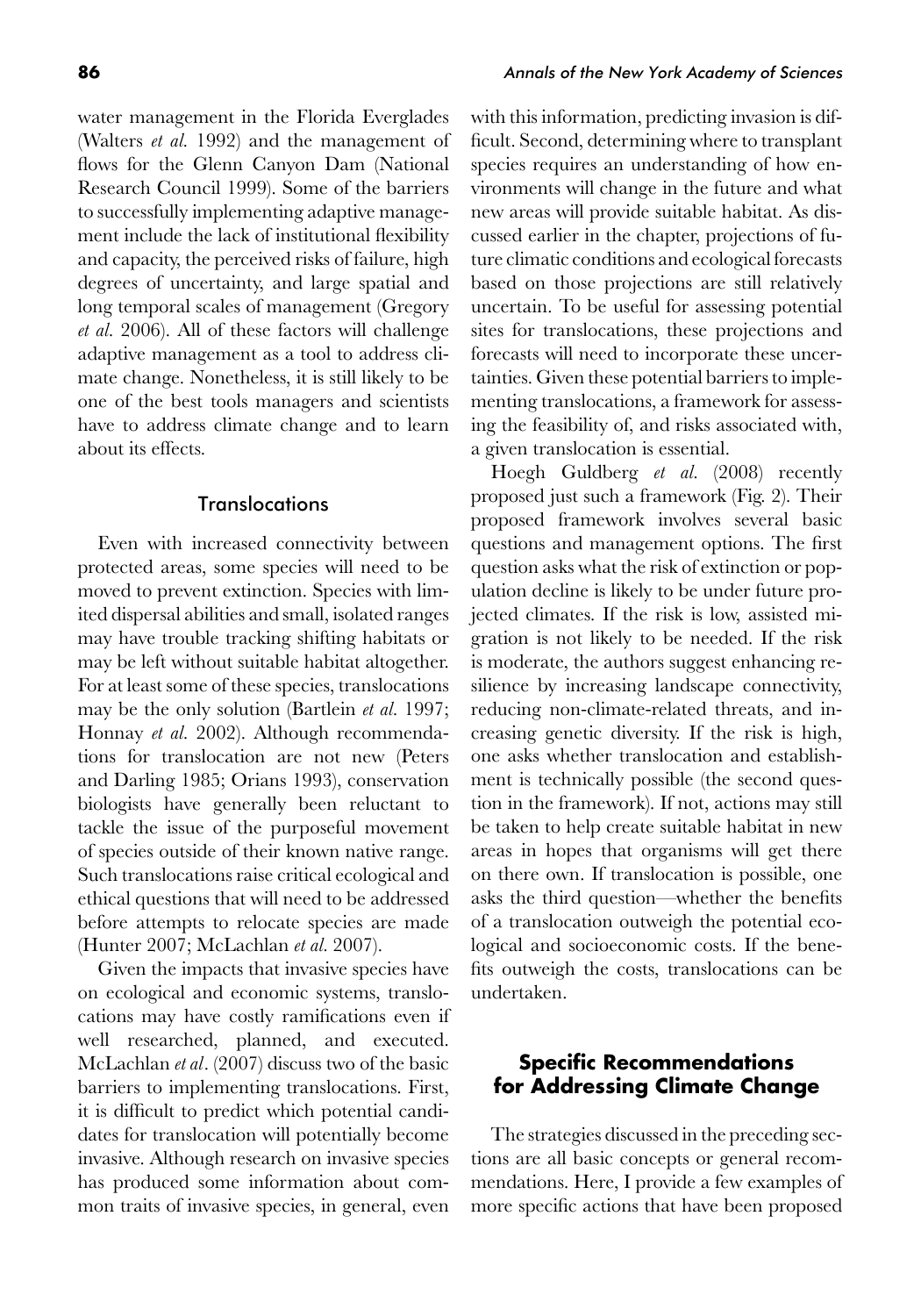water management in the Florida Everglades (Walters *et al.* 1992) and the management of flows for the Glenn Canyon Dam (National Research Council 1999). Some of the barriers to successfully implementing adaptive management include the lack of institutional flexibility and capacity, the perceived risks of failure, high degrees of uncertainty, and large spatial and long temporal scales of management (Gregory *et al.* 2006). All of these factors will challenge adaptive management as a tool to address climate change. Nonetheless, it is still likely to be one of the best tools managers and scientists have to address climate change and to learn about its effects.

### Translocations

Even with increased connectivity between protected areas, some species will need to be moved to prevent extinction. Species with limited dispersal abilities and small, isolated ranges may have trouble tracking shifting habitats or may be left without suitable habitat altogether. For at least some of these species, translocations may be the only solution (Bartlein *et al.* 1997; Honnay *et al.* 2002). Although recommendations for translocation are not new (Peters and Darling 1985; Orians 1993), conservation biologists have generally been reluctant to tackle the issue of the purposeful movement of species outside of their known native range. Such translocations raise critical ecological and ethical questions that will need to be addressed before attempts to relocate species are made (Hunter 2007; McLachlan *et al.* 2007).

Given the impacts that invasive species have on ecological and economic systems, translocations may have costly ramifications even if well researched, planned, and executed. McLachlan *et al*. (2007) discuss two of the basic barriers to implementing translocations. First, it is difficult to predict which potential candidates for translocation will potentially become invasive. Although research on invasive species has produced some information about common traits of invasive species, in general, even with this information, predicting invasion is difficult. Second, determining where to transplant species requires an understanding of how environments will change in the future and what new areas will provide suitable habitat. As discussed earlier in the chapter, projections of future climatic conditions and ecological forecasts based on those projections are still relatively uncertain. To be useful for assessing potential sites for translocations, these projections and forecasts will need to incorporate these uncertainties. Given these potential barriers to implementing translocations, a framework for assessing the feasibility of, and risks associated with, a given translocation is essential.

Hoegh Guldberg *et al.* (2008) recently proposed just such a framework (Fig. 2). Their proposed framework involves several basic questions and management options. The first question asks what the risk of extinction or population decline is likely to be under future projected climates. If the risk is low, assisted migration is not likely to be needed. If the risk is moderate, the authors suggest enhancing resilience by increasing landscape connectivity, reducing non-climate-related threats, and increasing genetic diversity. If the risk is high, one asks whether translocation and establishment is technically possible (the second question in the framework). If not, actions may still be taken to help create suitable habitat in new areas in hopes that organisms will get there on there own. If translocation is possible, one asks the third question—whether the benefits of a translocation outweigh the potential ecological and socioeconomic costs. If the benefits outweigh the costs, translocations can be undertaken.

## Specific Recommendations for Addressing Climate Change

The strategies discussed in the preceding sections are all basic concepts or general recommendations. Here, I provide a few examples of more specific actions that have been proposed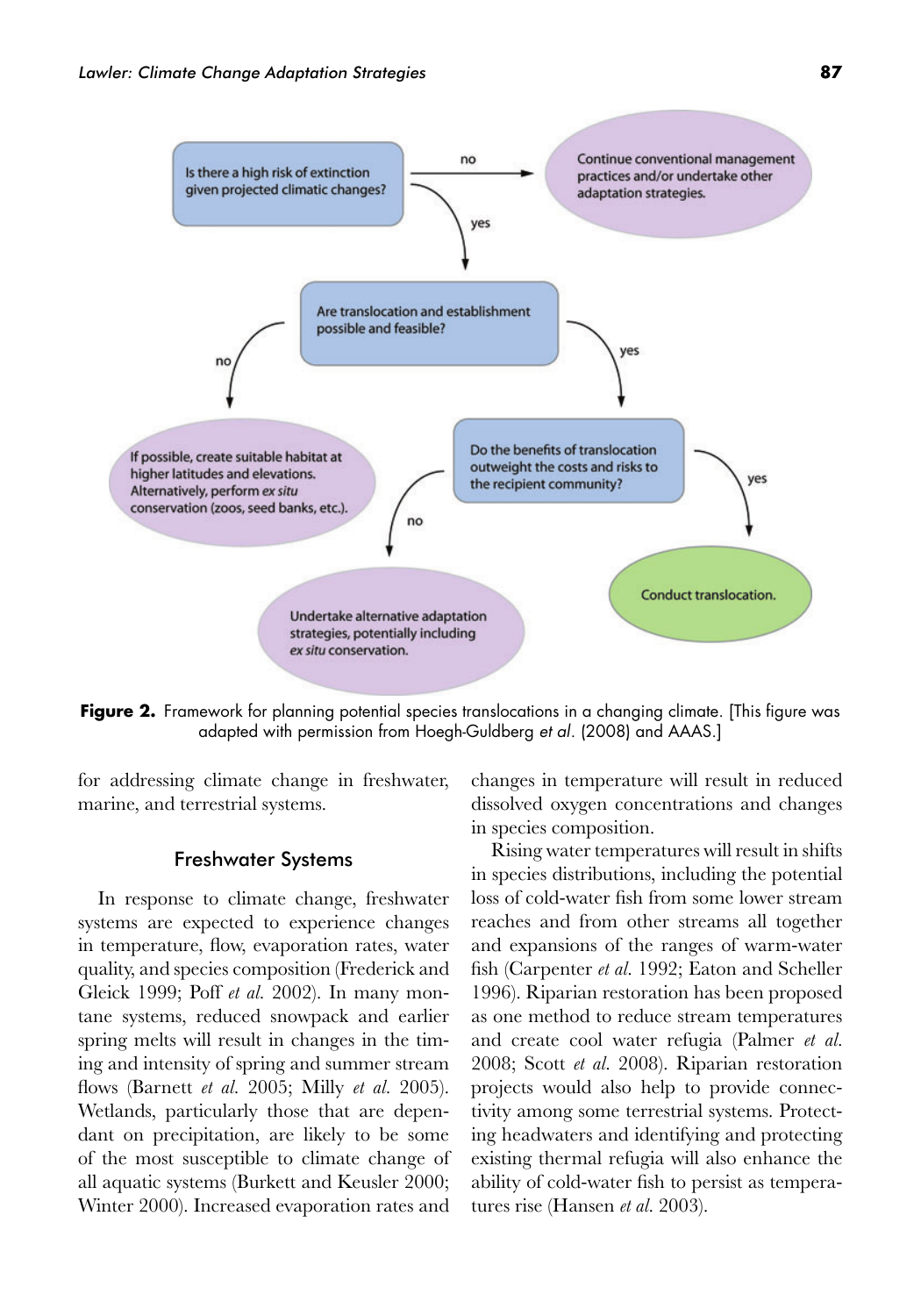Is there a high risk of extinction given projected climatic changes?

no → Continue conventional management practices and/or undertake other adaptation strategies.

yes → Are translocation and establishment possible and feasible?

no → If possible, create suitable habitat at higher latitudes and elevations. Alternatively, perform *ex situ* conservation (zoos, seed banks, etc.).

yes → Do the benefits of translocation outweight the costs and risks to the recipient community?

no → Undertake alternative adaptation strategies, potentially including *ex situ* conservation.

yes → Conduct translocation.

**Figure 2.** Framework for planning potential species translocations in a changing climate. [This figure was adapted with permission from Hoegh-Guldberg *et al*. (2008) and AAAS.]

for addressing climate change in freshwater, marine, and terrestrial systems.

## Freshwater Systems

In response to climate change, freshwater systems are expected to experience changes in temperature, flow, evaporation rates, water quality, and species composition (Frederick and Gleick 1999; Poff *et al.* 2002). In many montane systems, reduced snowpack and earlier spring melts will result in changes in the timing and intensity of spring and summer stream flows (Barnett *et al.* 2005; Milly *et al.* 2005). Wetlands, particularly those that are dependant on precipitation, are likely to be some of the most susceptible to climate change of all aquatic systems (Burkett and Keusler 2000; Winter 2000). Increased evaporation rates and changes in temperature will result in reduced dissolved oxygen concentrations and changes in species composition.

Rising water temperatures will result in shifts in species distributions, including the potential loss of cold-water fish from some lower stream reaches and from other streams all together and expansions of the ranges of warm-water fish (Carpenter *et al.* 1992; Eaton and Scheller 1996). Riparian restoration has been proposed as one method to reduce stream temperatures and create cool water refugia (Palmer *et al.* 2008; Scott *et al.* 2008). Riparian restoration projects would also help to provide connectivity among some terrestrial systems. Protecting headwaters and identifying and protecting existing thermal refugia will also enhance the ability of cold-water fish to persist as temperatures rise (Hansen *et al.* 2003).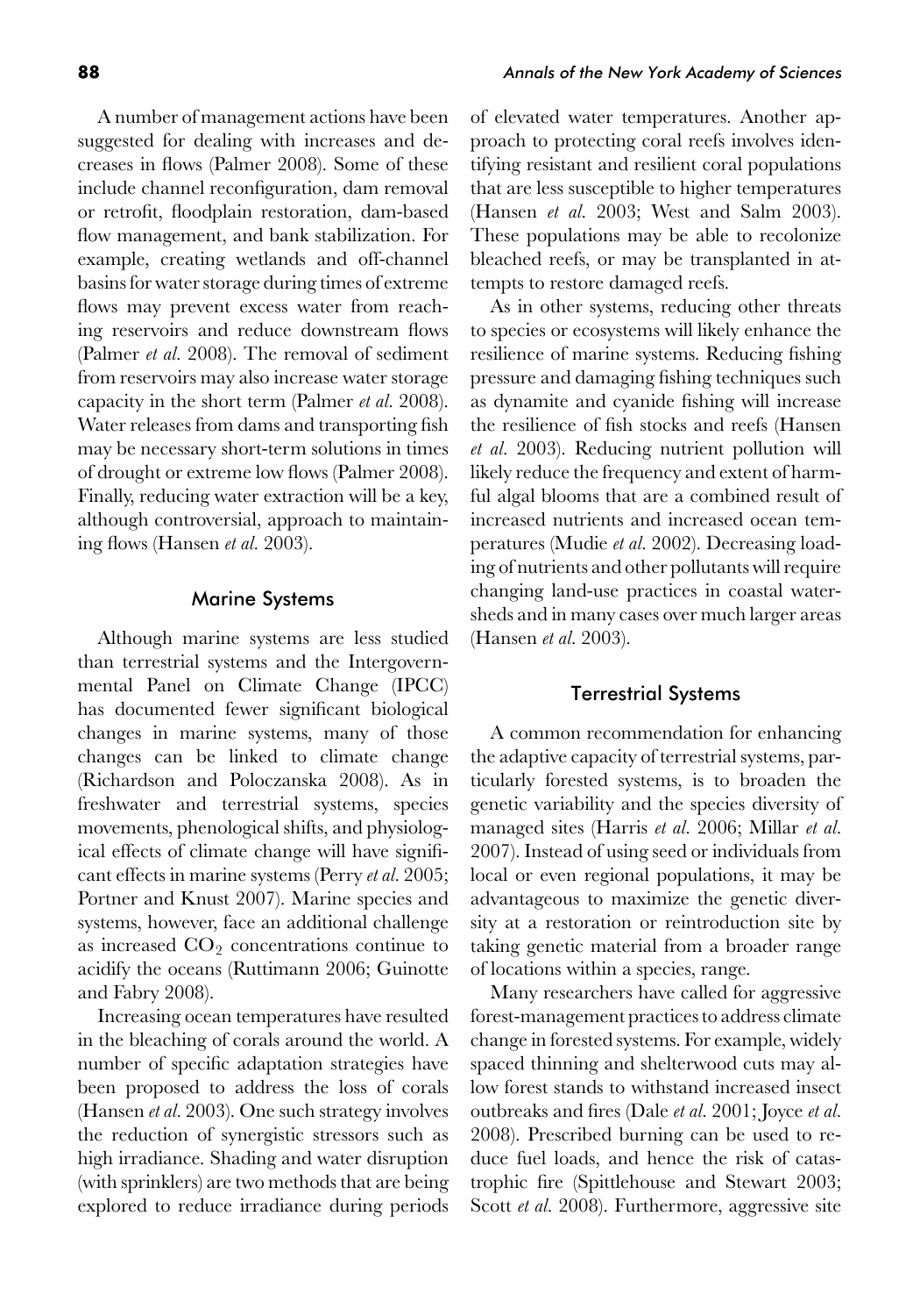A number of management actions have been suggested for dealing with increases and decreases in flows (Palmer 2008). Some of these include channel reconfiguration, dam removal or retrofit, floodplain restoration, dam-based flow management, and bank stabilization. For example, creating wetlands and off-channel basins for water storage during times of extreme flows may prevent excess water from reaching reservoirs and reduce downstream flows (Palmer *et al.* 2008). The removal of sediment from reservoirs may also increase water storage capacity in the short term (Palmer *et al.* 2008). Water releases from dams and transporting fish may be necessary short-term solutions in times of drought or extreme low flows (Palmer 2008). Finally, reducing water extraction will be a key, although controversial, approach to maintaining flows (Hansen *et al.* 2003).

## Marine Systems

Although marine systems are less studied than terrestrial systems and the Intergovernmental Panel on Climate Change (IPCC) has documented fewer significant biological changes in marine systems, many of those changes can be linked to climate change (Richardson and Poloczanska 2008). As in freshwater and terrestrial systems, species movements, phenological shifts, and physiological effects of climate change will have significant effects in marine systems (Perry *et al.* 2005; Portner and Knust 2007). Marine species and systems, however, face an additional challenge as increased $CO_2$ concentrations continue to acidify the oceans (Ruttimann 2006; Guinotte and Fabry 2008).

Increasing ocean temperatures have resulted in the bleaching of corals around the world. A number of specific adaptation strategies have been proposed to address the loss of corals (Hansen *et al.* 2003). One such strategy involves the reduction of synergistic stressors such as high irradiance. Shading and water disruption (with sprinklers) are two methods that are being explored to reduce irradiance during periods of elevated water temperatures. Another approach to protecting coral reefs involves identifying resistant and resilient coral populations that are less susceptible to higher temperatures (Hansen *et al.* 2003; West and Salm 2003). These populations may be able to recolonize bleached reefs, or may be transplanted in attempts to restore damaged reefs.

As in other systems, reducing other threats to species or ecosystems will likely enhance the resilience of marine systems. Reducing fishing pressure and damaging fishing techniques such as dynamite and cyanide fishing will increase the resilience of fish stocks and reefs (Hansen *et al.* 2003). Reducing nutrient pollution will likely reduce the frequency and extent of harmful algal blooms that are a combined result of increased nutrients and increased ocean temperatures (Mudie *et al.* 2002). Decreasing loading of nutrients and other pollutants will require changing land-use practices in coastal watersheds and in many cases over much larger areas (Hansen *et al.* 2003).

## Terrestrial Systems

A common recommendation for enhancing the adaptive capacity of terrestrial systems, particularly forested systems, is to broaden the genetic variability and the species diversity of managed sites (Harris *et al.* 2006; Millar *et al.* 2007). Instead of using seed or individuals from local or even regional populations, it may be advantageous to maximize the genetic diversity at a restoration or reintroduction site by taking genetic material from a broader range of locations within a species, range.

Many researchers have called for aggressive forest-management practices to address climate change in forested systems. For example, widely spaced thinning and shelterwood cuts may allow forest stands to withstand increased insect outbreaks and fires (Dale *et al.* 2001; Joyce *et al.* 2008). Prescribed burning can be used to reduce fuel loads, and hence the risk of catastrophic fire (Spittlehouse and Stewart 2003; Scott *et al.* 2008). Furthermore, aggressive site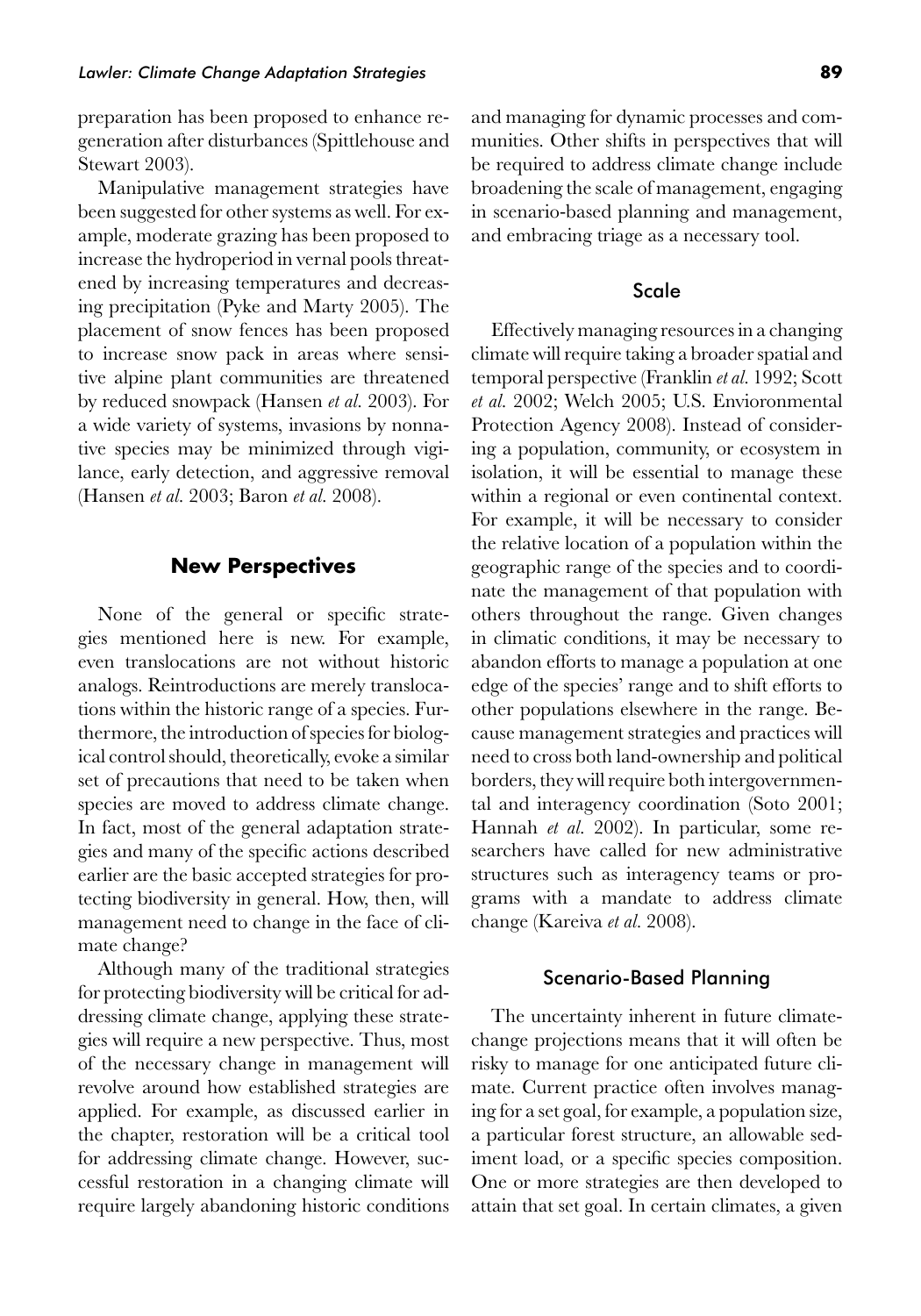preparation has been proposed to enhance regeneration after disturbances (Spittlehouse and Stewart 2003).

Manipulative management strategies have been suggested for other systems as well. For example, moderate grazing has been proposed to increase the hydroperiod in vernal pools threatened by increasing temperatures and decreasing precipitation (Pyke and Marty 2005). The placement of snow fences has been proposed to increase snow pack in areas where sensitive alpine plant communities are threatened by reduced snowpack (Hansen *et al.* 2003). For a wide variety of systems, invasions by nonnative species may be minimized through vigilance, early detection, and aggressive removal (Hansen *et al.* 2003; Baron *et al.* 2008).

## New Perspectives

None of the general or specific strategies mentioned here is new. For example, even translocations are not without historic analogs. Reintroductions are merely translocations within the historic range of a species. Furthermore, the introduction of species for biological control should, theoretically, evoke a similar set of precautions that need to be taken when species are moved to address climate change. In fact, most of the general adaptation strategies and many of the specific actions described earlier are the basic accepted strategies for protecting biodiversity in general. How, then, will management need to change in the face of climate change?

Although many of the traditional strategies for protecting biodiversity will be critical for addressing climate change, applying these strategies will require a new perspective. Thus, most of the necessary change in management will revolve around how established strategies are applied. For example, as discussed earlier in the chapter, restoration will be a critical tool for addressing climate change. However, successful restoration in a changing climate will require largely abandoning historic conditions and managing for dynamic processes and communities. Other shifts in perspectives that will be required to address climate change include broadening the scale of management, engaging in scenario-based planning and management, and embracing triage as a necessary tool.

### Scale

Effectively managing resources in a changing climate will require taking a broader spatial and temporal perspective (Franklin *et al.* 1992; Scott *et al.* 2002; Welch 2005; U.S. Envioronmental Protection Agency 2008). Instead of considering a population, community, or ecosystem in isolation, it will be essential to manage these within a regional or even continental context. For example, it will be necessary to consider the relative location of a population within the geographic range of the species and to coordinate the management of that population with others throughout the range. Given changes in climatic conditions, it may be necessary to abandon efforts to manage a population at one edge of the species' range and to shift efforts to other populations elsewhere in the range. Because management strategies and practices will need to cross both land-ownership and political borders, they will require both intergovernmental and interagency coordination (Soto 2001; Hannah *et al.* 2002). In particular, some researchers have called for new administrative structures such as interagency teams or programs with a mandate to address climate change (Kareiva *et al.* 2008).

### Scenario-Based Planning

The uncertainty inherent in future climate-change projections means that it will often be risky to manage for one anticipated future climate. Current practice often involves managing for a set goal, for example, a population size, a particular forest structure, an allowable sediment load, or a specific species composition. One or more strategies are then developed to attain that set goal. In certain climates, a given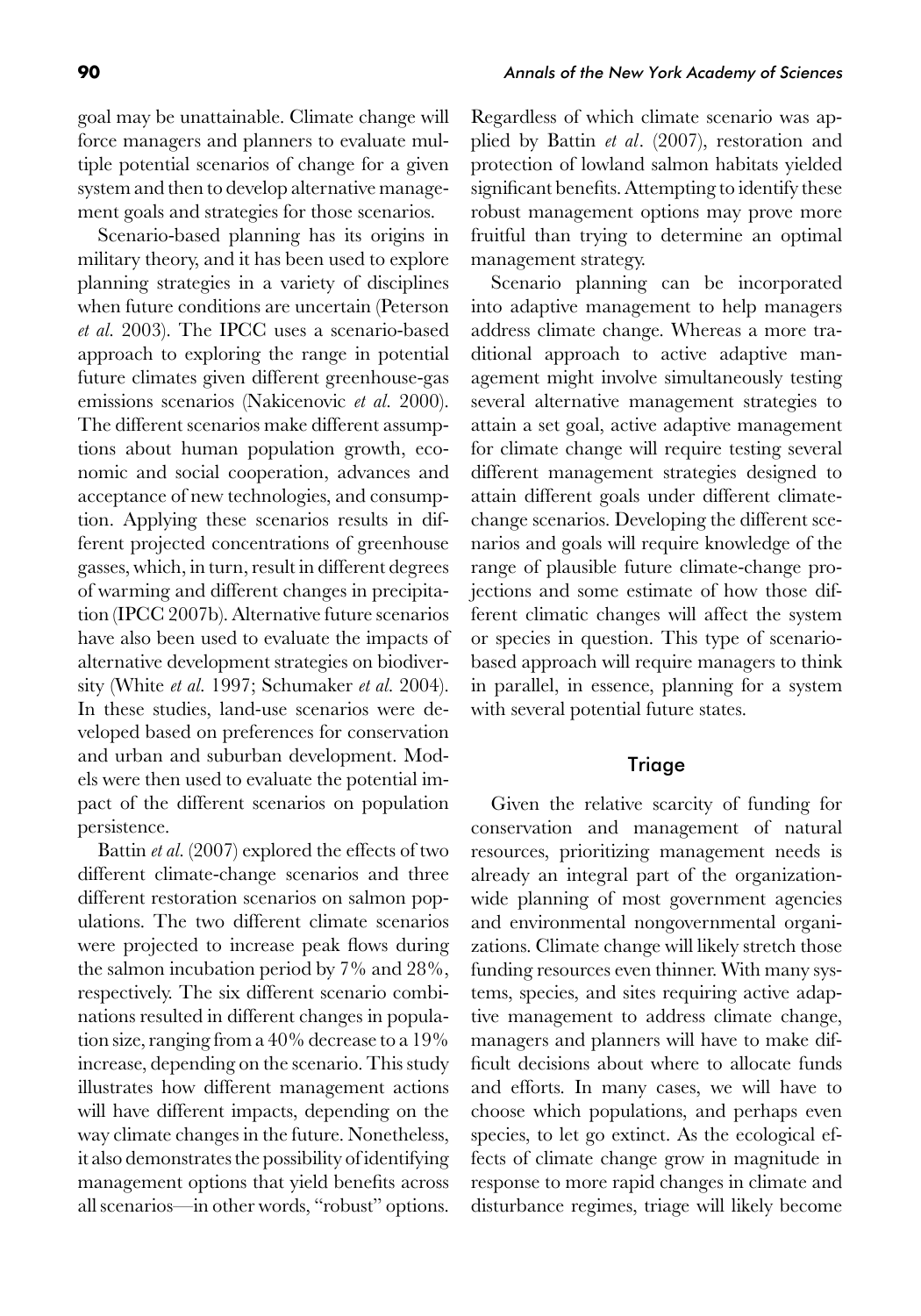goal may be unattainable. Climate change will force managers and planners to evaluate multiple potential scenarios of change for a given system and then to develop alternative management goals and strategies for those scenarios.

Scenario-based planning has its origins in military theory, and it has been used to explore planning strategies in a variety of disciplines when future conditions are uncertain (Peterson *et al.* 2003). The IPCC uses a scenario-based approach to exploring the range in potential future climates given different greenhouse-gas emissions scenarios (Nakicenovic *et al.* 2000). The different scenarios make different assumptions about human population growth, economic and social cooperation, advances and acceptance of new technologies, and consumption. Applying these scenarios results in different projected concentrations of greenhouse gasses, which, in turn, result in different degrees of warming and different changes in precipitation (IPCC 2007b). Alternative future scenarios have also been used to evaluate the impacts of alternative development strategies on biodiversity (White *et al.* 1997; Schumaker *et al.* 2004). In these studies, land-use scenarios were developed based on preferences for conservation and urban and suburban development. Models were then used to evaluate the potential impact of the different scenarios on population persistence.

Battin *et al.* (2007) explored the effects of two different climate-change scenarios and three different restoration scenarios on salmon populations. The two different climate scenarios were projected to increase peak flows during the salmon incubation period by 7% and 28%, respectively. The six different scenario combinations resulted in different changes in population size, ranging from a 40% decrease to a 19% increase, depending on the scenario. This study illustrates how different management actions will have different impacts, depending on the way climate changes in the future. Nonetheless, it also demonstrates the possibility of identifying management options that yield benefits across all scenarios—in other words, "robust" options. Regardless of which climate scenario was applied by Battin *et al*. (2007), restoration and protection of lowland salmon habitats yielded significant benefits. Attempting to identify these robust management options may prove more fruitful than trying to determine an optimal management strategy.

Scenario planning can be incorporated into adaptive management to help managers address climate change. Whereas a more traditional approach to active adaptive management might involve simultaneously testing several alternative management strategies to attain a set goal, active adaptive management for climate change will require testing several different management strategies designed to attain different goals under different climate-change scenarios. Developing the different scenarios and goals will require knowledge of the range of plausible future climate-change projections and some estimate of how those different climatic changes will affect the system or species in question. This type of scenario-based approach will require managers to think in parallel, in essence, planning for a system with several potential future states.

## Triage

Given the relative scarcity of funding for conservation and management of natural resources, prioritizing management needs is already an integral part of the organization-wide planning of most government agencies and environmental nongovernmental organizations. Climate change will likely stretch those funding resources even thinner. With many systems, species, and sites requiring active adaptive management to address climate change, managers and planners will have to make difficult decisions about where to allocate funds and efforts. In many cases, we will have to choose which populations, and perhaps even species, to let go extinct. As the ecological effects of climate change grow in magnitude in response to more rapid changes in climate and disturbance regimes, triage will likely become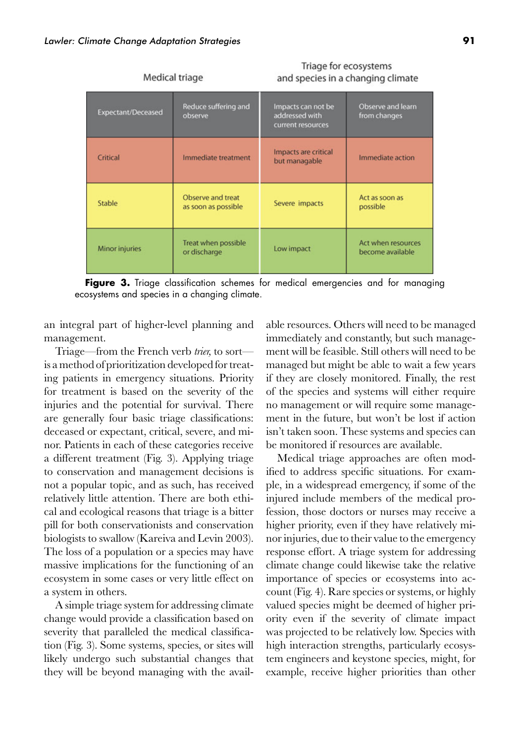| Medical triage | | Triage for ecosystems and species in a changing climate | |
|---|---|---|---|
| Expectant/Deceased | Reduce suffering and observe | Impacts can not be addressed with current resources | Observe and learn from changes |
| Critical | Immediate treatment | Impacts are critical but managable | Immediate action |
| Stable | Observe and treat as soon as possible | Severe impacts | Act as soon as possible |
| Minor injuries | Treat when possible or discharge | Low impact | Act when resources become available |

**Figure 3.** Triage classification schemes for medical emergencies and for managing ecosystems and species in a changing climate.

an integral part of higher-level planning and management.

Triage—from the French verb *trier,* to sort—is a method of prioritization developed for treating patients in emergency situations. Priority for treatment is based on the severity of the injuries and the potential for survival. There are generally four basic triage classifications: deceased or expectant, critical, severe, and minor. Patients in each of these categories receive a different treatment (Fig. 3). Applying triage to conservation and management decisions is not a popular topic, and as such, has received relatively little attention. There are both ethical and ecological reasons that triage is a bitter pill for both conservationists and conservation biologists to swallow (Kareiva and Levin 2003). The loss of a population or a species may have massive implications for the functioning of an ecosystem in some cases or very little effect on a system in others.

A simple triage system for addressing climate change would provide a classification based on severity that paralleled the medical classification (Fig. 3). Some systems, species, or sites will likely undergo such substantial changes that they will be beyond managing with the available resources. Others will need to be managed immediately and constantly, but such management will be feasible. Still others will need to be managed but might be able to wait a few years if they are closely monitored. Finally, the rest of the species and systems will either require no management or will require some management in the future, but won't be lost if action isn't taken soon. These systems and species can be monitored if resources are available.

Medical triage approaches are often modified to address specific situations. For example, in a widespread emergency, if some of the injured include members of the medical profession, those doctors or nurses may receive a higher priority, even if they have relatively minor injuries, due to their value to the emergency response effort. A triage system for addressing climate change could likewise take the relative importance of species or ecosystems into account (Fig. 4). Rare species or systems, or highly valued species might be deemed of higher priority even if the severity of climate impact was projected to be relatively low. Species with high interaction strengths, particularly ecosystem engineers and keystone species, might, for example, receive higher priorities than other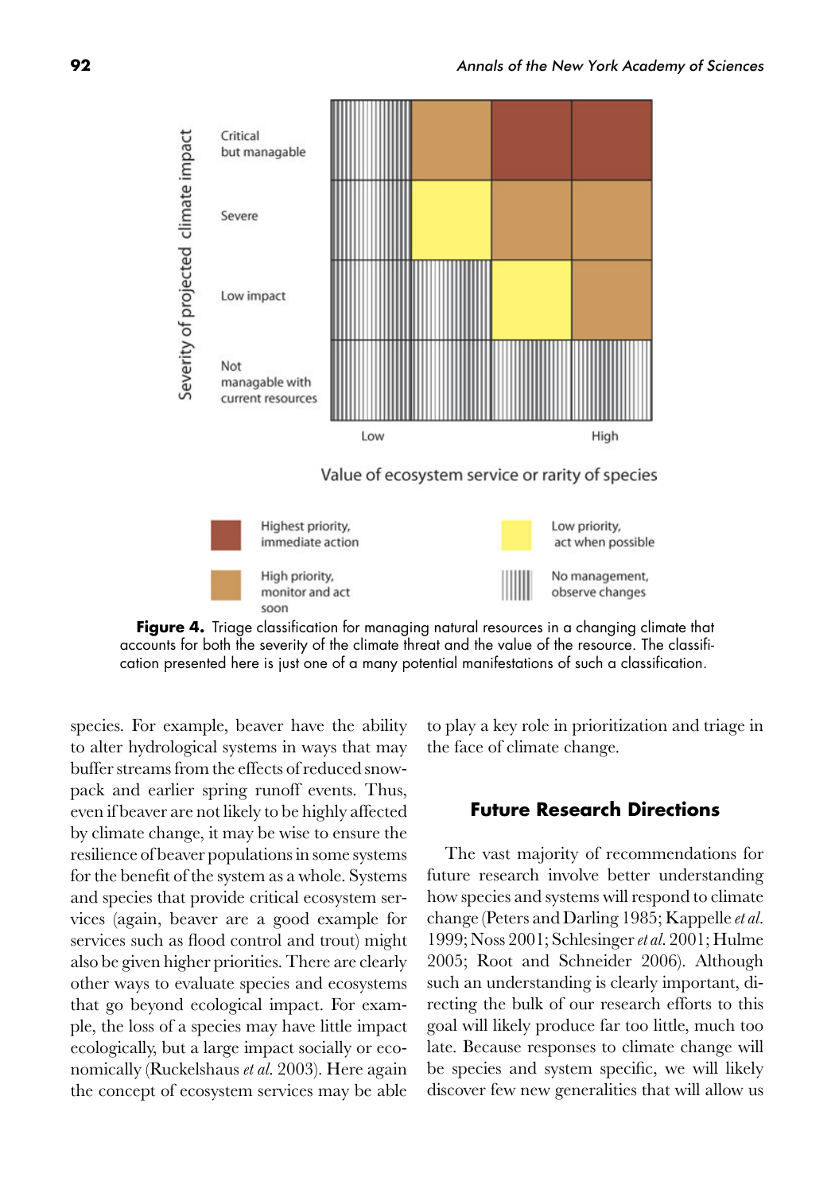**Figure 4.** Triage classification for managing natural resources in a changing climate that accounts for both the severity of the climate threat and the value of the resource. The classification presented here is just one of a many potential manifestations of such a classification.

species. For example, beaver have the ability to alter hydrological systems in ways that may buffer streams from the effects of reduced snowpack and earlier spring runoff events. Thus, even if beaver are not likely to be highly affected by climate change, it may be wise to ensure the resilience of beaver populations in some systems for the benefit of the system as a whole. Systems and species that provide critical ecosystem services (again, beaver are a good example for services such as flood control and trout) might also be given higher priorities. There are clearly other ways to evaluate species and ecosystems that go beyond ecological impact. For example, the loss of a species may have little impact ecologically, but a large impact socially or economically (Ruckelshaus *et al.* 2003). Here again the concept of ecosystem services may be able to play a key role in prioritization and triage in the face of climate change.

## Future Research Directions

The vast majority of recommendations for future research involve better understanding how species and systems will respond to climate change (Peters and Darling 1985; Kappelle *et al.* 1999; Noss 2001; Schlesinger *et al.* 2001; Hulme 2005; Root and Schneider 2006). Although such an understanding is clearly important, directing the bulk of our research efforts to this goal will likely produce far too little, much too late. Because responses to climate change will be species and system specific, we will likely discover few new generalities that will allow us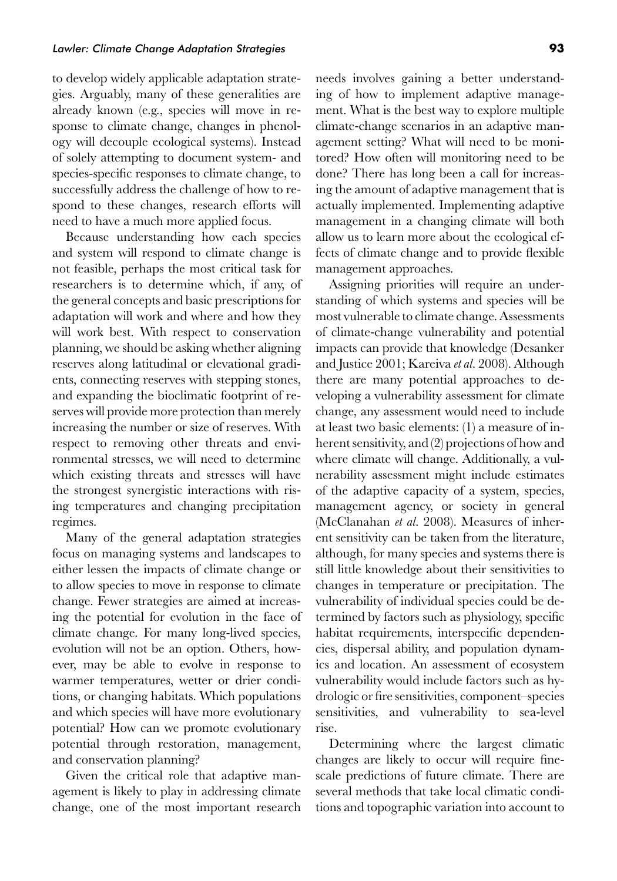to develop widely applicable adaptation strategies. Arguably, many of these generalities are already known (e.g., species will move in response to climate change, changes in phenology will decouple ecological systems). Instead of solely attempting to document system- and species-specific responses to climate change, to successfully address the challenge of how to respond to these changes, research efforts will need to have a much more applied focus.

Because understanding how each species and system will respond to climate change is not feasible, perhaps the most critical task for researchers is to determine which, if any, of the general concepts and basic prescriptions for adaptation will work and where and how they will work best. With respect to conservation planning, we should be asking whether aligning reserves along latitudinal or elevational gradients, connecting reserves with stepping stones, and expanding the bioclimatic footprint of reserves will provide more protection than merely increasing the number or size of reserves. With respect to removing other threats and environmental stresses, we will need to determine which existing threats and stresses will have the strongest synergistic interactions with rising temperatures and changing precipitation regimes.

Many of the general adaptation strategies focus on managing systems and landscapes to either lessen the impacts of climate change or to allow species to move in response to climate change. Fewer strategies are aimed at increasing the potential for evolution in the face of climate change. For many long-lived species, evolution will not be an option. Others, however, may be able to evolve in response to warmer temperatures, wetter or drier conditions, or changing habitats. Which populations and which species will have more evolutionary potential? How can we promote evolutionary potential through restoration, management, and conservation planning?

Given the critical role that adaptive management is likely to play in addressing climate change, one of the most important research needs involves gaining a better understanding of how to implement adaptive management. What is the best way to explore multiple climate-change scenarios in an adaptive management setting? What will need to be monitored? How often will monitoring need to be done? There has long been a call for increasing the amount of adaptive management that is actually implemented. Implementing adaptive management in a changing climate will both allow us to learn more about the ecological effects of climate change and to provide flexible management approaches.

Assigning priorities will require an understanding of which systems and species will be most vulnerable to climate change. Assessments of climate-change vulnerability and potential impacts can provide that knowledge (Desanker and Justice 2001; Kareiva *et al.* 2008). Although there are many potential approaches to developing a vulnerability assessment for climate change, any assessment would need to include at least two basic elements: (1) a measure of inherent sensitivity, and (2) projections of how and where climate will change. Additionally, a vulnerability assessment might include estimates of the adaptive capacity of a system, species, management agency, or society in general (McClanahan *et al.* 2008). Measures of inherent sensitivity can be taken from the literature, although, for many species and systems there is still little knowledge about their sensitivities to changes in temperature or precipitation. The vulnerability of individual species could be determined by factors such as physiology, specific habitat requirements, interspecific dependencies, dispersal ability, and population dynamics and location. An assessment of ecosystem vulnerability would include factors such as hydrologic or fire sensitivities, component–species sensitivities, and vulnerability to sea-level rise.

Determining where the largest climatic changes are likely to occur will require fine-scale predictions of future climate. There are several methods that take local climatic conditions and topographic variation into account to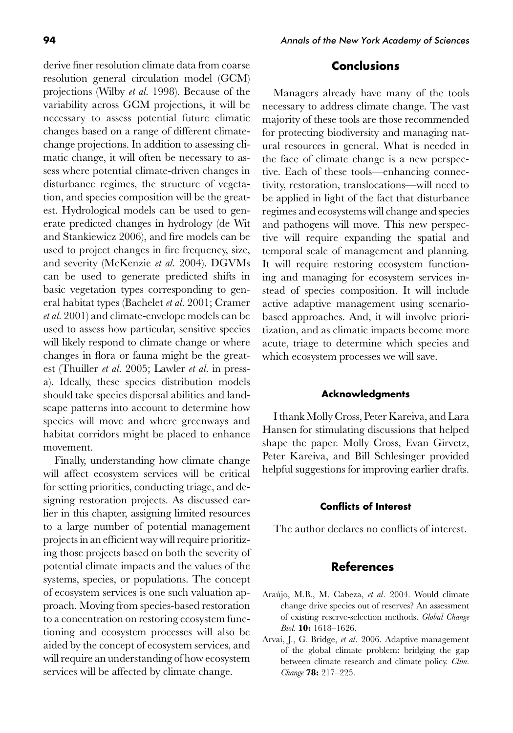derive finer resolution climate data from coarse resolution general circulation model (GCM) projections (Wilby *et al.* 1998). Because of the variability across GCM projections, it will be necessary to assess potential future climatic changes based on a range of different climate-change projections. In addition to assessing climatic change, it will often be necessary to assess where potential climate-driven changes in disturbance regimes, the structure of vegetation, and species composition will be the greatest. Hydrological models can be used to generate predicted changes in hydrology (de Wit and Stankiewicz 2006), and fire models can be used to project changes in fire frequency, size, and severity (McKenzie *et al.* 2004). DGVMs can be used to generate predicted shifts in basic vegetation types corresponding to general habitat types (Bachelet *et al.* 2001; Cramer *et al.* 2001) and climate-envelope models can be used to assess how particular, sensitive species will likely respond to climate change or where changes in flora or fauna might be the greatest (Thuiller *et al.* 2005; Lawler *et al.* in press-a). Ideally, these species distribution models should take species dispersal abilities and landscape patterns into account to determine how species will move and where greenways and habitat corridors might be placed to enhance movement.

Finally, understanding how climate change will affect ecosystem services will be critical for setting priorities, conducting triage, and designing restoration projects. As discussed earlier in this chapter, assigning limited resources to a large number of potential management projects in an efficient way will require prioritizing those projects based on both the severity of potential climate impacts and the values of the systems, species, or populations. The concept of ecosystem services is one such valuation approach. Moving from species-based restoration to a concentration on restoring ecosystem functioning and ecosystem processes will also be aided by the concept of ecosystem services, and will require an understanding of how ecosystem services will be affected by climate change.

## Conclusions

Managers already have many of the tools necessary to address climate change. The vast majority of these tools are those recommended for protecting biodiversity and managing natural resources in general. What is needed in the face of climate change is a new perspective. Each of these tools—enhancing connectivity, restoration, translocations—will need to be applied in light of the fact that disturbance regimes and ecosystems will change and species and pathogens will move. This new perspective will require expanding the spatial and temporal scale of management and planning. It will require restoring ecosystem functioning and managing for ecosystem services instead of species composition. It will include active adaptive management using scenario-based approaches. And, it will involve prioritization, and as climatic impacts become more acute, triage to determine which species and which ecosystem processes we will save.

### Acknowledgments

I thank Molly Cross, Peter Kareiva, and Lara Hansen for stimulating discussions that helped shape the paper. Molly Cross, Evan Girvetz, Peter Kareiva, and Bill Schlesinger provided helpful suggestions for improving earlier drafts.

### Conflicts of Interest

The author declares no conflicts of interest.

## References

Araújo, M.B., M. Cabeza, *et al*. 2004. Would climate change drive species out of reserves? An assessment of existing reserve-selection methods. *Global Change Biol.* **10:** 1618–1626.

Arvai, J., G. Bridge, *et al*. 2006. Adaptive management of the global climate problem: bridging the gap between climate research and climate policy. *Clim. Change* **78:** 217–225.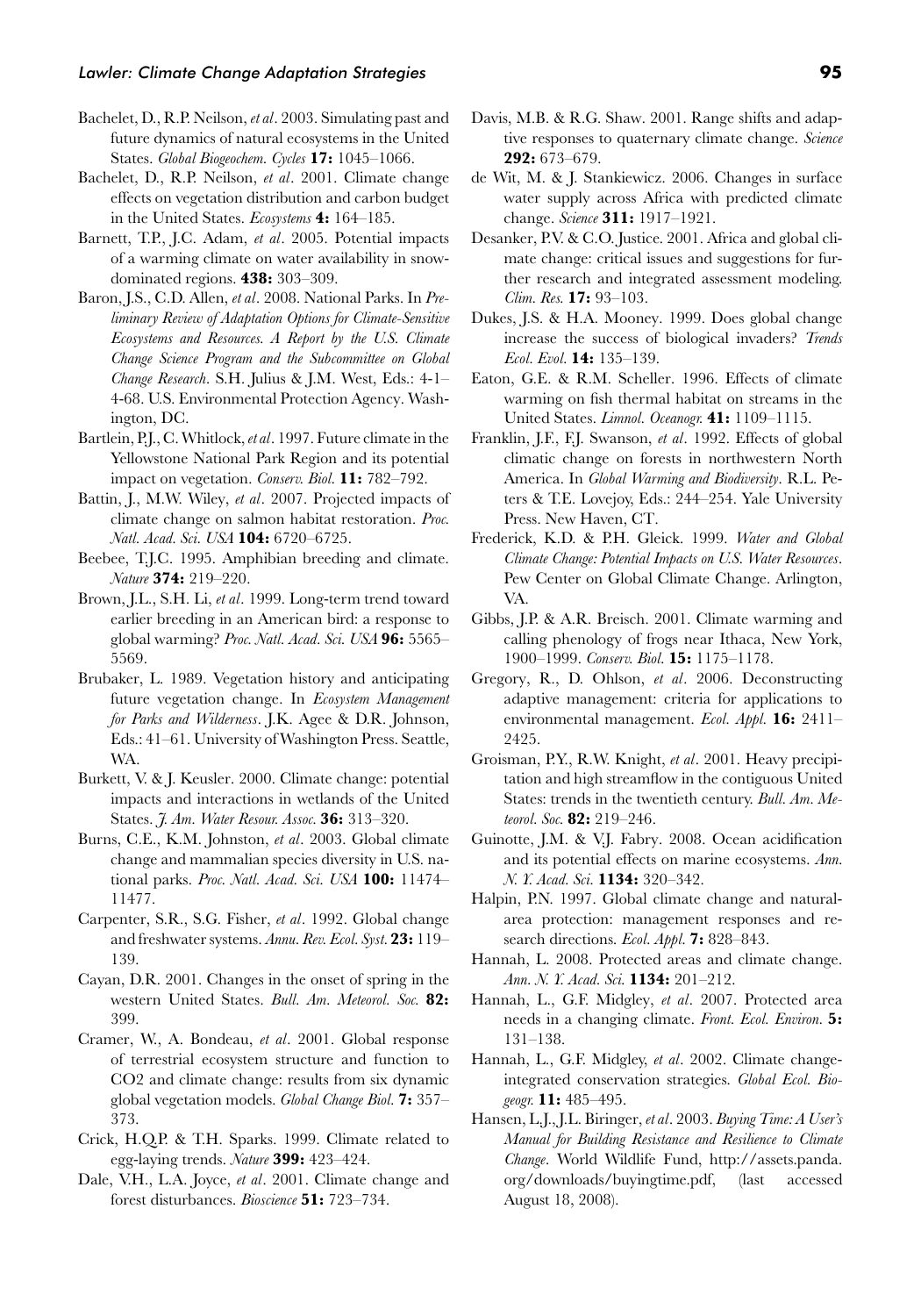Bachelet, D., R.P. Neilson, *et al*. 2003. Simulating past and future dynamics of natural ecosystems in the United States. *Global Biogeochem. Cycles* **17:** 1045–1066.

Bachelet, D., R.P. Neilson, *et al*. 2001. Climate change effects on vegetation distribution and carbon budget in the United States. *Ecosystems* **4:** 164–185.

Barnett, T.P., J.C. Adam, *et al*. 2005. Potential impacts of a warming climate on water availability in snow-dominated regions. **438:** 303–309.

Baron, J.S., C.D. Allen, *et al*. 2008. National Parks. In *Preliminary Review of Adaptation Options for Climate-Sensitive Ecosystems and Resources. A Report by the U.S. Climate Change Science Program and the Subcommittee on Global Change Research*. S.H. Julius & J.M. West, Eds.: 4-1–4-68. U.S. Environmental Protection Agency. Washington, DC.

Bartlein, P.J., C. Whitlock, *et al*. 1997. Future climate in the Yellowstone National Park Region and its potential impact on vegetation. *Conserv. Biol.* **11:** 782–792.

Battin, J., M.W. Wiley, *et al*. 2007. Projected impacts of climate change on salmon habitat restoration. *Proc. Natl. Acad. Sci. USA* **104:** 6720–6725.

Beebee, T.J.C. 1995. Amphibian breeding and climate. *Nature* **374:** 219–220.

Brown, J.L., S.H. Li, *et al*. 1999. Long-term trend toward earlier breeding in an American bird: a response to global warming? *Proc. Natl. Acad. Sci. USA* **96:** 5565–5569.

Brubaker, L. 1989. Vegetation history and anticipating future vegetation change. In *Ecosystem Management for Parks and Wilderness*. J.K. Agee & D.R. Johnson, Eds.: 41–61. University of Washington Press. Seattle, WA.

Burkett, V. & J. Keusler. 2000. Climate change: potential impacts and interactions in wetlands of the United States. *J. Am. Water Resour. Assoc.* **36:** 313–320.

Burns, C.E., K.M. Johnston, *et al*. 2003. Global climate change and mammalian species diversity in U.S. national parks. *Proc. Natl. Acad. Sci. USA* **100:** 11474–11477.

Carpenter, S.R., S.G. Fisher, *et al*. 1992. Global change and freshwater systems. *Annu. Rev. Ecol. Syst.* **23:** 119–139.

Cayan, D.R. 2001. Changes in the onset of spring in the western United States. *Bull. Am. Meteorol. Soc.* **82:** 399.

Cramer, W., A. Bondeau, *et al*. 2001. Global response of terrestrial ecosystem structure and function to CO2 and climate change: results from six dynamic global vegetation models. *Global Change Biol.* **7:** 357–373.

Crick, H.Q.P. & T.H. Sparks. 1999. Climate related to egg-laying trends. *Nature* **399:** 423–424.

Dale, V.H., L.A. Joyce, *et al*. 2001. Climate change and forest disturbances. *Bioscience* **51:** 723–734.

Davis, M.B. & R.G. Shaw. 2001. Range shifts and adaptive responses to quaternary climate change. *Science* **292:** 673–679.

de Wit, M. & J. Stankiewicz. 2006. Changes in surface water supply across Africa with predicted climate change. *Science* **311:** 1917–1921.

Desanker, P.V. & C.O. Justice. 2001. Africa and global climate change: critical issues and suggestions for further research and integrated assessment modeling. *Clim. Res.* **17:** 93–103.

Dukes, J.S. & H.A. Mooney. 1999. Does global change increase the success of biological invaders? *Trends Ecol. Evol.* **14:** 135–139.

Eaton, G.E. & R.M. Scheller. 1996. Effects of climate warming on fish thermal habitat on streams in the United States. *Limnol. Oceanogr.* **41:** 1109–1115.

Franklin, J.F., F.J. Swanson, *et al*. 1992. Effects of global climatic change on forests in northwestern North America. In *Global Warming and Biodiversity*. R.L. Peters & T.E. Lovejoy, Eds.: 244–254. Yale University Press. New Haven, CT.

Frederick, K.D. & P.H. Gleick. 1999. *Water and Global Climate Change: Potential Impacts on U.S. Water Resources*. Pew Center on Global Climate Change. Arlington, VA.

Gibbs, J.P. & A.R. Breisch. 2001. Climate warming and calling phenology of frogs near Ithaca, New York, 1900–1999. *Conserv. Biol.* **15:** 1175–1178.

Gregory, R., D. Ohlson, *et al*. 2006. Deconstructing adaptive management: criteria for applications to environmental management. *Ecol. Appl.* **16:** 2411–2425.

Groisman, P.Y., R.W. Knight, *et al*. 2001. Heavy precipitation and high streamflow in the contiguous United States: trends in the twentieth century. *Bull. Am. Meteorol. Soc.* **82:** 219–246.

Guinotte, J.M. & V.J. Fabry. 2008. Ocean acidification and its potential effects on marine ecosystems. *Ann. N. Y. Acad. Sci.* **1134:** 320–342.

Halpin, P.N. 1997. Global climate change and natural-area protection: management responses and research directions. *Ecol. Appl.* **7:** 828–843.

Hannah, L. 2008. Protected areas and climate change. *Ann. N. Y. Acad. Sci.* **1134:** 201–212.

Hannah, L., G.F. Midgley, *et al*. 2007. Protected area needs in a changing climate. *Front. Ecol. Environ.* **5:** 131–138.

Hannah, L., G.F. Midgley, *et al*. 2002. Climate change-integrated conservation strategies. *Global Ecol. Biogeogr.* **11:** 485–495.

Hansen, L.J., J.L. Biringer, *et al*. 2003. *Buying Time: A User's Manual for Building Resistance and Resilience to Climate Change*. World Wildlife Fund, http://assets.panda.org/downloads/buyingtime.pdf, (last accessed August 18, 2008).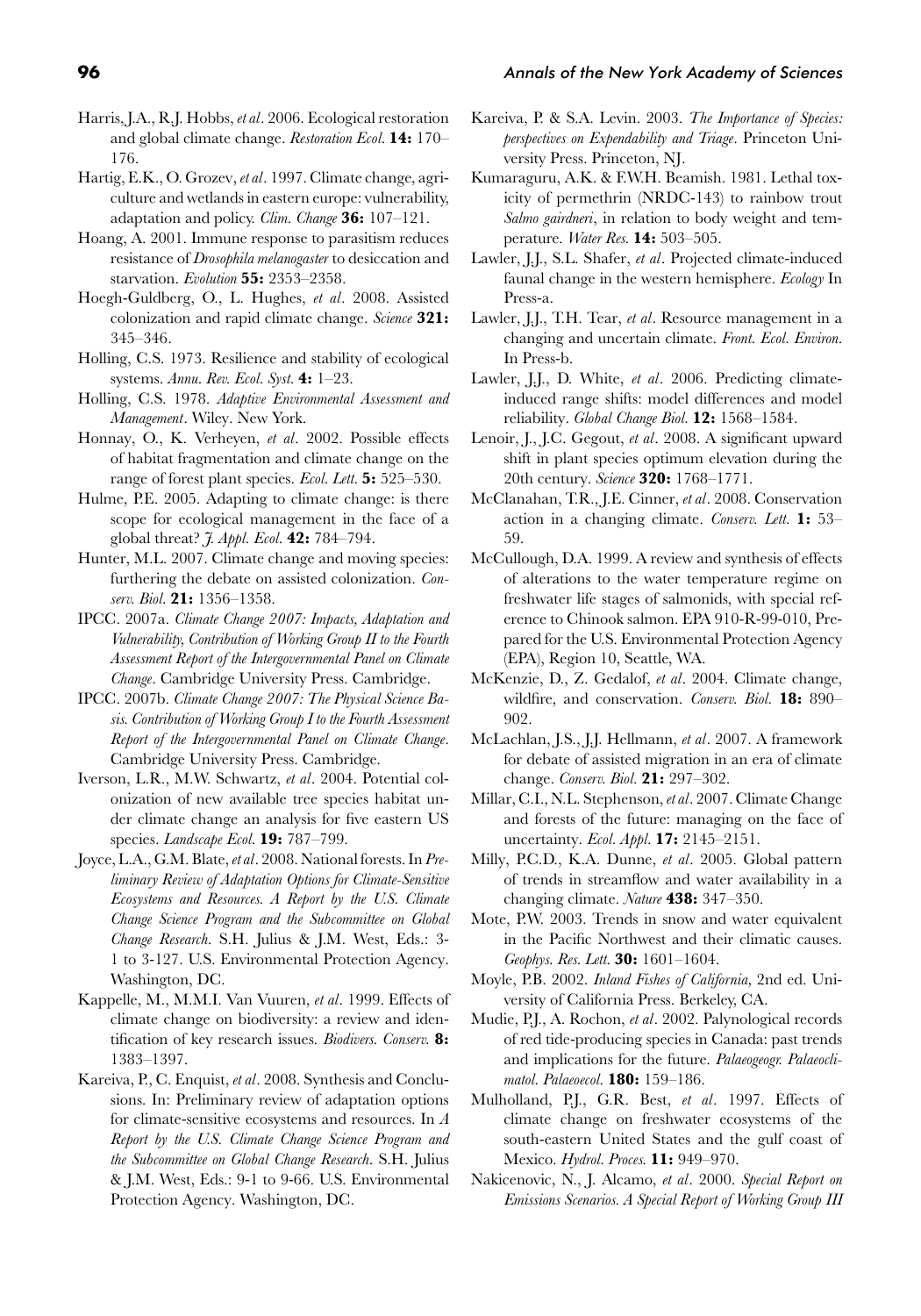Harris, J.A., R.J. Hobbs, *et al*. 2006. Ecological restoration and global climate change. *Restoration Ecol.* **14:** 170–176.

Hartig, E.K., O. Grozev, *et al*. 1997. Climate change, agriculture and wetlands in eastern europe: vulnerability, adaptation and policy. *Clim. Change* **36:** 107–121.

Hoang, A. 2001. Immune response to parasitism reduces resistance of *Drosophila melanogaster* to desiccation and starvation. *Evolution* **55:** 2353–2358.

Hoegh-Guldberg, O., L. Hughes, *et al*. 2008. Assisted colonization and rapid climate change. *Science* **321:** 345–346.

Holling, C.S. 1973. Resilience and stability of ecological systems. *Annu. Rev. Ecol. Syst.* **4:** 1–23.

Holling, C.S. 1978. *Adaptive Environmental Assessment and Management*. Wiley. New York.

Honnay, O., K. Verheyen, *et al*. 2002. Possible effects of habitat fragmentation and climate change on the range of forest plant species. *Ecol. Lett.* **5:** 525–530.

Hulme, P.E. 2005. Adapting to climate change: is there scope for ecological management in the face of a global threat? *J. Appl. Ecol.* **42:** 784–794.

Hunter, M.L. 2007. Climate change and moving species: furthering the debate on assisted colonization. *Conserv. Biol.* **21:** 1356–1358.

IPCC. 2007a. *Climate Change 2007: Impacts, Adaptation and Vulnerability, Contribution of Working Group II to the Fourth Assessment Report of the Intergovernmental Panel on Climate Change*. Cambridge University Press. Cambridge.

IPCC. 2007b. *Climate Change 2007: The Physical Science Basis. Contribution of Working Group I to the Fourth Assessment Report of the Intergovernmental Panel on Climate Change*. Cambridge University Press. Cambridge.

Iverson, L.R., M.W. Schwartz, *et al*. 2004. Potential colonization of new available tree species habitat under climate change an analysis for five eastern US species. *Landscape Ecol.* **19:** 787–799.

Joyce, L.A., G.M. Blate, *et al*. 2008. National forests. In *Preliminary Review of Adaptation Options for Climate-Sensitive Ecosystems and Resources. A Report by the U.S. Climate Change Science Program and the Subcommittee on Global Change Research*. S.H. Julius & J.M. West, Eds.: 3-1 to 3-127. U.S. Environmental Protection Agency. Washington, DC.

Kappelle, M., M.M.I. Van Vuuren, *et al*. 1999. Effects of climate change on biodiversity: a review and identification of key research issues. *Biodivers. Conserv.* **8:** 1383–1397.

Kareiva, P., C. Enquist, *et al*. 2008. Synthesis and Conclusions. In: Preliminary review of adaptation options for climate-sensitive ecosystems and resources. In *A Report by the U.S. Climate Change Science Program and the Subcommittee on Global Change Research*. S.H. Julius & J.M. West, Eds.: 9-1 to 9-66. U.S. Environmental Protection Agency. Washington, DC.

Kareiva, P. & S.A. Levin. 2003. *The Importance of Species: perspectives on Expendability and Triage*. Princeton University Press. Princeton, NJ.

Kumaraguru, A.K. & F.W.H. Beamish. 1981. Lethal toxicity of permethrin (NRDC-143) to rainbow trout *Salmo gairdneri*, in relation to body weight and temperature. *Water Res.* **14:** 503–505.

Lawler, J.J., S.L. Shafer, *et al*. Projected climate-induced faunal change in the western hemisphere. *Ecology* In Press-a.

Lawler, J.J., T.H. Tear, *et al*. Resource management in a changing and uncertain climate. *Front. Ecol. Environ.* In Press-b.

Lawler, J.J., D. White, *et al*. 2006. Predicting climate-induced range shifts: model differences and model reliability. *Global Change Biol.* **12:** 1568–1584.

Lenoir, J., J.C. Gegout, *et al*. 2008. A significant upward shift in plant species optimum elevation during the 20th century. *Science* **320:** 1768–1771.

McClanahan, T.R., J.E. Cinner, *et al*. 2008. Conservation action in a changing climate. *Conserv. Lett.* **1:** 53–59.

McCullough, D.A. 1999. A review and synthesis of effects of alterations to the water temperature regime on freshwater life stages of salmonids, with special reference to Chinook salmon. EPA 910-R-99-010, Prepared for the U.S. Environmental Protection Agency (EPA), Region 10, Seattle, WA.

McKenzie, D., Z. Gedalof, *et al*. 2004. Climate change, wildfire, and conservation. *Conserv. Biol.* **18:** 890–902.

McLachlan, J.S., J.J. Hellmann, *et al*. 2007. A framework for debate of assisted migration in an era of climate change. *Conserv. Biol.* **21:** 297–302.

Millar, C.I., N.L. Stephenson, *et al*. 2007. Climate Change and forests of the future: managing on the face of uncertainty. *Ecol. Appl.* **17:** 2145–2151.

Milly, P.C.D., K.A. Dunne, *et al*. 2005. Global pattern of trends in streamflow and water availability in a changing climate. *Nature* **438:** 347–350.

Mote, P.W. 2003. Trends in snow and water equivalent in the Pacific Northwest and their climatic causes. *Geophys. Res. Lett.* **30:** 1601–1604.

Moyle, P.B. 2002. *Inland Fishes of California*, 2nd ed. University of California Press. Berkeley, CA.

Mudie, P.J., A. Rochon, *et al*. 2002. Palynological records of red tide-producing species in Canada: past trends and implications for the future. *Palaeogeogr. Palaeoclimatol. Palaeoecol.* **180:** 159–186.

Mulholland, P.J., G.R. Best, *et al*. 1997. Effects of climate change on freshwater ecosystems of the south-eastern United States and the gulf coast of Mexico. *Hydrol. Proces.* **11:** 949–970.

Nakicenovic, N., J. Alcamo, *et al*. 2000. *Special Report on Emissions Scenarios. A Special Report of Working Group III*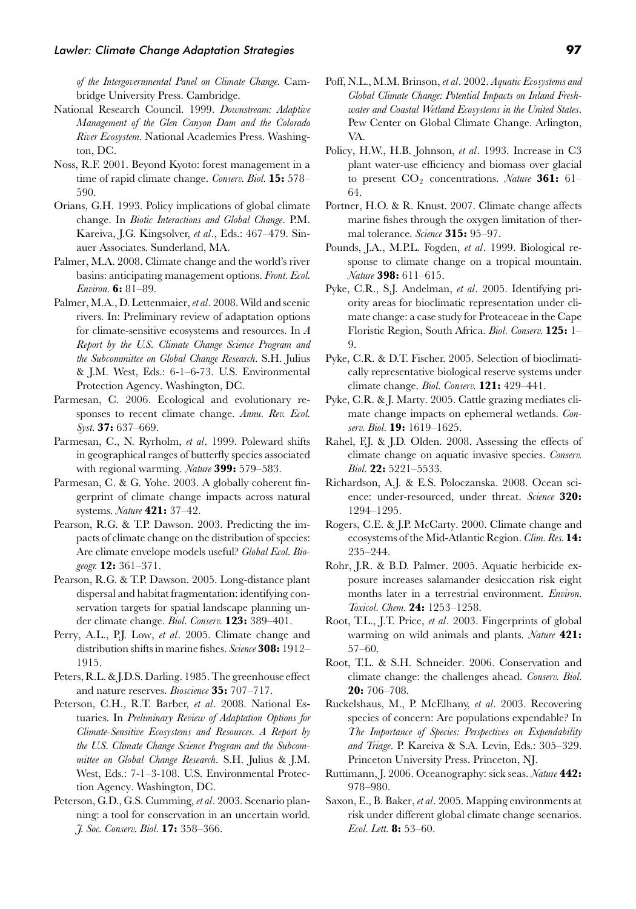*of the Intergovernmental Panel on Climate Change*. Cambridge University Press. Cambridge.

National Research Council. 1999. *Downstream: Adaptive Management of the Glen Canyon Dam and the Colorado River Ecosystem*. National Academies Press. Washington, DC.

Noss, R.F. 2001. Beyond Kyoto: forest management in a time of rapid climate change. *Conserv. Biol.* **15:** 578–590.

Orians, G.H. 1993. Policy implications of global climate change. In *Biotic Interactions and Global Change*. P.M. Kareiva, J.G. Kingsolver, *et al*., Eds.: 467–479. Sinauer Associates. Sunderland, MA.

Palmer, M.A. 2008. Climate change and the world's river basins: anticipating management options. *Front. Ecol. Environ.* **6:** 81–89.

Palmer, M.A., D. Lettenmaier, *et al*. 2008. Wild and scenic rivers. In: Preliminary review of adaptation options for climate-sensitive ecosystems and resources. In *A Report by the U.S. Climate Change Science Program and the Subcommittee on Global Change Research*. S.H. Julius & J.M. West, Eds.: 6-1–6-73. U.S. Environmental Protection Agency. Washington, DC.

Parmesan, C. 2006. Ecological and evolutionary responses to recent climate change. *Annu. Rev. Ecol. Syst.* **37:** 637–669.

Parmesan, C., N. Ryrholm, *et al*. 1999. Poleward shifts in geographical ranges of butterfly species associated with regional warming. *Nature* **399:** 579–583.

Parmesan, C. & G. Yohe. 2003. A globally coherent fingerprint of climate change impacts across natural systems. *Nature* **421:** 37–42.

Pearson, R.G. & T.P. Dawson. 2003. Predicting the impacts of climate change on the distribution of species: Are climate envelope models useful? *Global Ecol. Biogeogr.* **12:** 361–371.

Pearson, R.G. & T.P. Dawson. 2005. Long-distance plant dispersal and habitat fragmentation: identifying conservation targets for spatial landscape planning under climate change. *Biol. Conserv.* **123:** 389–401.

Perry, A.L., P.J. Low, *et al*. 2005. Climate change and distribution shifts in marine fishes. *Science* **308:** 1912–1915.

Peters, R.L. & J.D.S. Darling. 1985. The greenhouse effect and nature reserves. *Bioscience* **35:** 707–717.

Peterson, C.H., R.T. Barber, *et al*. 2008. National Estuaries. In *Preliminary Review of Adaptation Options for Climate-Sensitive Ecosystems and Resources. A Report by the U.S. Climate Change Science Program and the Subcommittee on Global Change Research*. S.H. Julius & J.M. West, Eds.: 7-1–3-108. U.S. Environmental Protection Agency. Washington, DC.

Peterson, G.D., G.S. Cumming, *et al*. 2003. Scenario planning: a tool for conservation in an uncertain world. *J. Soc. Conserv. Biol.* **17:** 358–366.

Poff, N.L., M.M. Brinson, *et al*. 2002. *Aquatic Ecosystems and Global Climate Change: Potential Impacts on Inland Freshwater and Coastal Wetland Ecosystems in the United States*. Pew Center on Global Climate Change. Arlington, VA.

Policy, H.W., H.B. Johnson, *et al*. 1993. Increase in C3 plant water-use efficiency and biomass over glacial to present $CO_2$ concentrations. *Nature* **361:** 61–64.

Portner, H.O. & R. Knust. 2007. Climate change affects marine fishes through the oxygen limitation of thermal tolerance. *Science* **315:** 95–97.

Pounds, J.A., M.P.L. Fogden, *et al*. 1999. Biological response to climate change on a tropical mountain. *Nature* **398:** 611–615.

Pyke, C.R., S.J. Andelman, *et al*. 2005. Identifying priority areas for bioclimatic representation under climate change: a case study for Proteaceae in the Cape Floristic Region, South Africa. *Biol. Conserv.* **125:** 1–9.

Pyke, C.R. & D.T. Fischer. 2005. Selection of bioclimatically representative biological reserve systems under climate change. *Biol. Conserv.* **121:** 429–441.

Pyke, C.R. & J. Marty. 2005. Cattle grazing mediates climate change impacts on ephemeral wetlands. *Conserv. Biol.* **19:** 1619–1625.

Rahel, F.J. & J.D. Olden. 2008. Assessing the effects of climate change on aquatic invasive species. *Conserv. Biol.* **22:** 5221–5533.

Richardson, A.J. & E.S. Poloczanska. 2008. Ocean science: under-resourced, under threat. *Science* **320:** 1294–1295.

Rogers, C.E. & J.P. McCarty. 2000. Climate change and ecosystems of the Mid-Atlantic Region. *Clim. Res.* **14:** 235–244.

Rohr, J.R. & B.D. Palmer. 2005. Aquatic herbicide exposure increases salamander desiccation risk eight months later in a terrestrial environment. *Environ. Toxicol. Chem.* **24:** 1253–1258.

Root, T.L., J.T. Price, *et al*. 2003. Fingerprints of global warming on wild animals and plants. *Nature* **421:** 57–60.

Root, T.L. & S.H. Schneider. 2006. Conservation and climate change: the challenges ahead. *Conserv. Biol.* **20:** 706–708.

Ruckelshaus, M., P. McElhany, *et al*. 2003. Recovering species of concern: Are populations expendable? In *The Importance of Species: Perspectives on Expendability and Triage*. P. Kareiva & S.A. Levin, Eds.: 305–329. Princeton University Press. Princeton, NJ.

Ruttimann, J. 2006. Oceanography: sick seas. *Nature* **442:** 978–980.

Saxon, E., B. Baker, *et al*. 2005. Mapping environments at risk under different global climate change scenarios. *Ecol. Lett.* **8:** 53–60.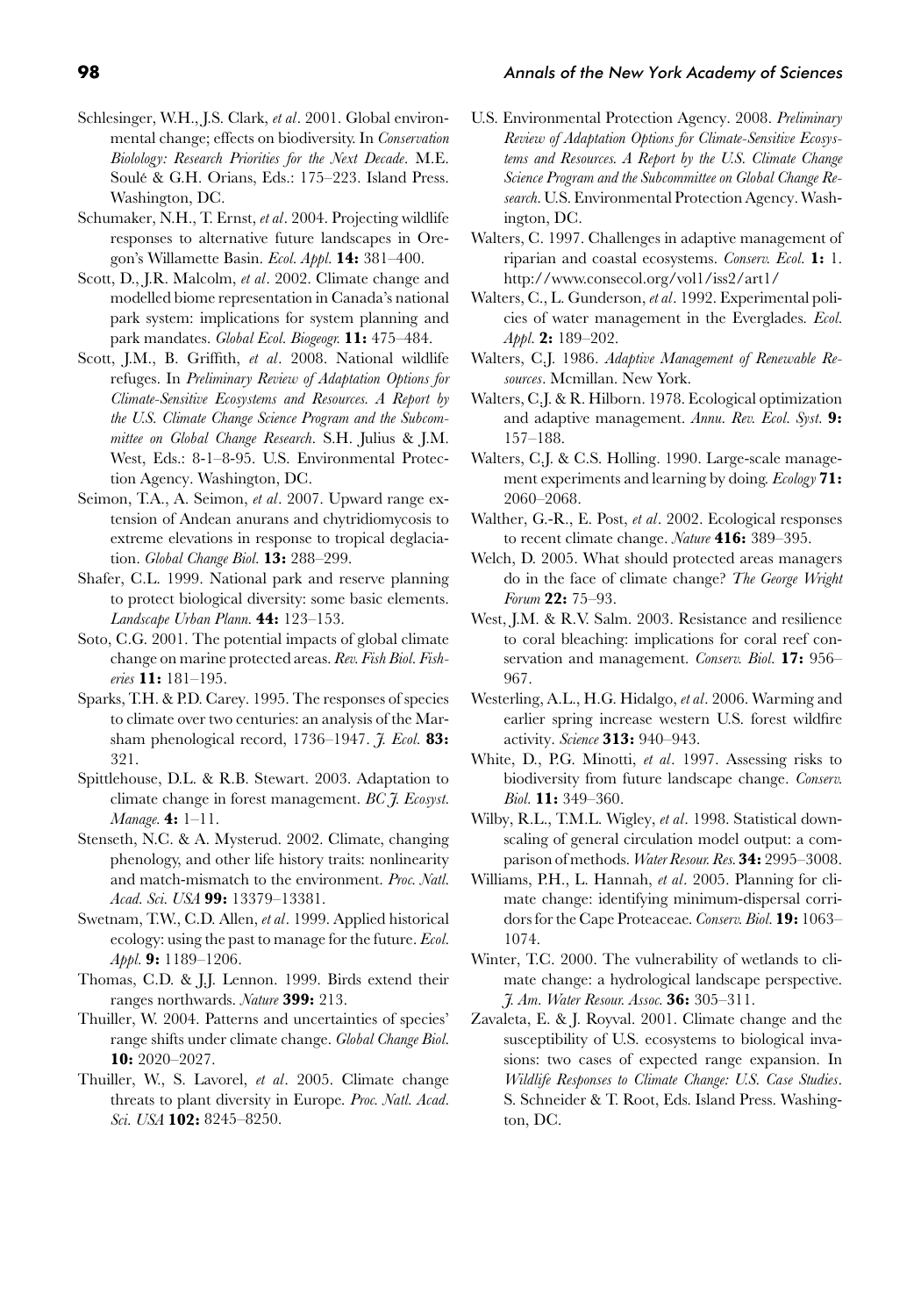Schlesinger, W.H., J.S. Clark, *et al*. 2001. Global environmental change; effects on biodiversity. In *Conservation Biology: Research Priorities for the Next Decade*. M.E. Soulé & G.H. Orians, Eds.: 175–223. Island Press. Washington, DC.

Schumaker, N.H., T. Ernst, *et al*. 2004. Projecting wildlife responses to alternative future landscapes in Oregon's Willamette Basin. *Ecol. Appl.* **14:** 381–400.

Scott, D., J.R. Malcolm, *et al*. 2002. Climate change and modelled biome representation in Canada's national park system: implications for system planning and park mandates. *Global Ecol. Biogeogr.* **11:** 475–484.

Scott, J.M., B. Griffith, *et al*. 2008. National wildlife refuges. In *Preliminary Review of Adaptation Options for Climate-Sensitive Ecosystems and Resources. A Report by the U.S. Climate Change Science Program and the Subcommittee on Global Change Research*. S.H. Julius & J.M. West, Eds.: 8-1–8-95. U.S. Environmental Protection Agency. Washington, DC.

Seimon, T.A., A. Seimon, *et al*. 2007. Upward range extension of Andean anurans and chytridiomycosis to extreme elevations in response to tropical deglaciation. *Global Change Biol.* **13:** 288–299.

Shafer, C.L. 1999. National park and reserve planning to protect biological diversity: some basic elements. *Landscape Urban Plann.* **44:** 123–153.

Soto, C.G. 2001. The potential impacts of global climate change on marine protected areas. *Rev. Fish Biol. Fisheries* **11:** 181–195.

Sparks, T.H. & P.D. Carey. 1995. The responses of species to climate over two centuries: an analysis of the Marsham phenological record, 1736–1947. *J. Ecol.* **83:** 321.

Spittlehouse, D.L. & R.B. Stewart. 2003. Adaptation to climate change in forest management. *BC J. Ecosyst. Manage.* **4:** 1–11.

Stenseth, N.C. & A. Mysterud. 2002. Climate, changing phenology, and other life history traits: nonlinearity and match-mismatch to the environment. *Proc. Natl. Acad. Sci. USA* **99:** 13379–13381.

Swetnam, T.W., C.D. Allen, *et al*. 1999. Applied historical ecology: using the past to manage for the future. *Ecol. Appl.* **9:** 1189–1206.

Thomas, C.D. & J.J. Lennon. 1999. Birds extend their ranges northwards. *Nature* **399:** 213.

Thuiller, W. 2004. Patterns and uncertainties of species' range shifts under climate change. *Global Change Biol.* **10:** 2020–2027.

Thuiller, W., S. Lavorel, *et al*. 2005. Climate change threats to plant diversity in Europe. *Proc. Natl. Acad. Sci. USA* **102:** 8245–8250.

U.S. Environmental Protection Agency. 2008. *Preliminary Review of Adaptation Options for Climate-Sensitive Ecosystems and Resources. A Report by the U.S. Climate Change Science Program and the Subcommittee on Global Change Research*. U.S. Environmental Protection Agency. Washington, DC.

Walters, C. 1997. Challenges in adaptive management of riparian and coastal ecosystems. *Conserv. Ecol.* **1:** 1. http://www.consecol.org/vol1/iss2/art1/

Walters, C., L. Gunderson, *et al*. 1992. Experimental policies of water management in the Everglades. *Ecol. Appl.* **2:** 189–202.

Walters, C.J. 1986. *Adaptive Management of Renewable Resources*. Mcmillan. New York.

Walters, C.J. & R. Hilborn. 1978. Ecological optimization and adaptive management. *Annu. Rev. Ecol. Syst.* **9:** 157–188.

Walters, C.J. & C.S. Holling. 1990. Large-scale management experiments and learning by doing. *Ecology* **71:** 2060–2068.

Walther, G.-R., E. Post, *et al*. 2002. Ecological responses to recent climate change. *Nature* **416:** 389–395.

Welch, D. 2005. What should protected areas managers do in the face of climate change? *The George Wright Forum* **22:** 75–93.

West, J.M. & R.V. Salm. 2003. Resistance and resilience to coral bleaching: implications for coral reef conservation and management. *Conserv. Biol.* **17:** 956–967.

Westerling, A.L., H.G. Hidalgo, *et al*. 2006. Warming and earlier spring increase western U.S. forest wildfire activity. *Science* **313:** 940–943.

White, D., P.G. Minotti, *et al*. 1997. Assessing risks to biodiversity from future landscape change. *Conserv. Biol.* **11:** 349–360.

Wilby, R.L., T.M.L. Wigley, *et al*. 1998. Statistical downscaling of general circulation model output: a comparison of methods. *Water Resour. Res.* **34:** 2995–3008.

Williams, P.H., L. Hannah, *et al*. 2005. Planning for climate change: identifying minimum-dispersal corridors for the Cape Proteaceae. *Conserv. Biol.* **19:** 1063–1074.

Winter, T.C. 2000. The vulnerability of wetlands to climate change: a hydrological landscape perspective. *J. Am. Water Resour. Assoc.* **36:** 305–311.

Zavaleta, E. & J. Royval. 2001. Climate change and the susceptibility of U.S. ecosystems to biological invasions: two cases of expected range expansion. In *Wildlife Responses to Climate Change: U.S. Case Studies*. S. Schneider & T. Root, Eds. Island Press. Washington, DC.